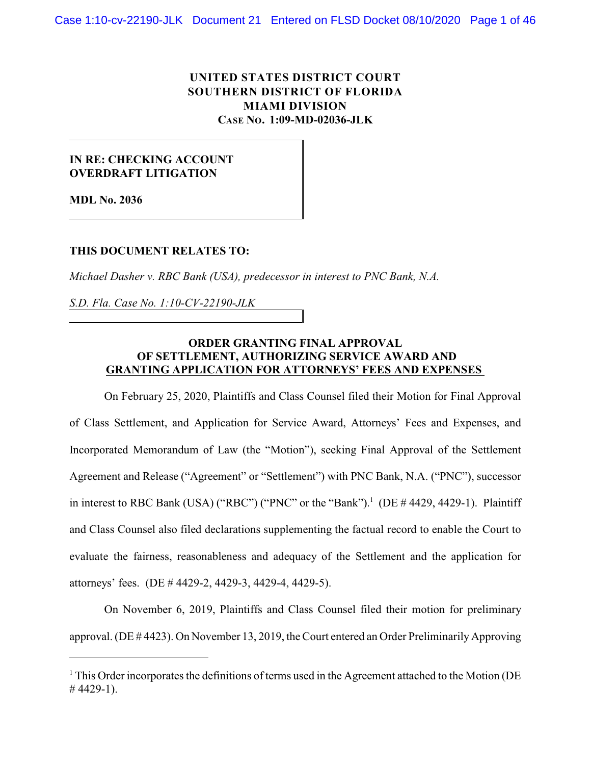**UNITED STATES DISTRICT COURT**
**SOUTHERN DISTRICT OF FLORIDA**
**MIAMI DIVISION**
**CASE NO. 1:09-MD-02036-JLK**

**IN RE: CHECKING ACCOUNT OVERDRAFT LITIGATION**

**MDL No. 2036**

**THIS DOCUMENT RELATES TO:**

*Michael Dasher v. RBC Bank (USA), predecessor in interest to PNC Bank, N.A.*

*S.D. Fla. Case No. 1:10-CV-22190-JLK*

## ORDER GRANTING FINAL APPROVAL OF SETTLEMENT, AUTHORIZING SERVICE AWARD AND GRANTING APPLICATION FOR ATTORNEYS' FEES AND EXPENSES

On February 25, 2020, Plaintiffs and Class Counsel filed their Motion for Final Approval of Class Settlement, and Application for Service Award, Attorneys' Fees and Expenses, and Incorporated Memorandum of Law (the "Motion"), seeking Final Approval of the Settlement Agreement and Release ("Agreement" or "Settlement") with PNC Bank, N.A. ("PNC"), successor in interest to RBC Bank (USA) ("RBC") ("PNC" or the "Bank").[1] (DE # 4429, 4429-1). Plaintiff and Class Counsel also filed declarations supplementing the factual record to enable the Court to evaluate the fairness, reasonableness and adequacy of the Settlement and the application for attorneys' fees. (DE # 4429-2, 4429-3, 4429-4, 4429-5).

On November 6, 2019, Plaintiffs and Class Counsel filed their motion for preliminary approval. (DE # 4423). On November 13, 2019, the Court entered an Order Preliminarily Approving

[1] This Order incorporates the definitions of terms used in the Agreement attached to the Motion (DE # 4429-1).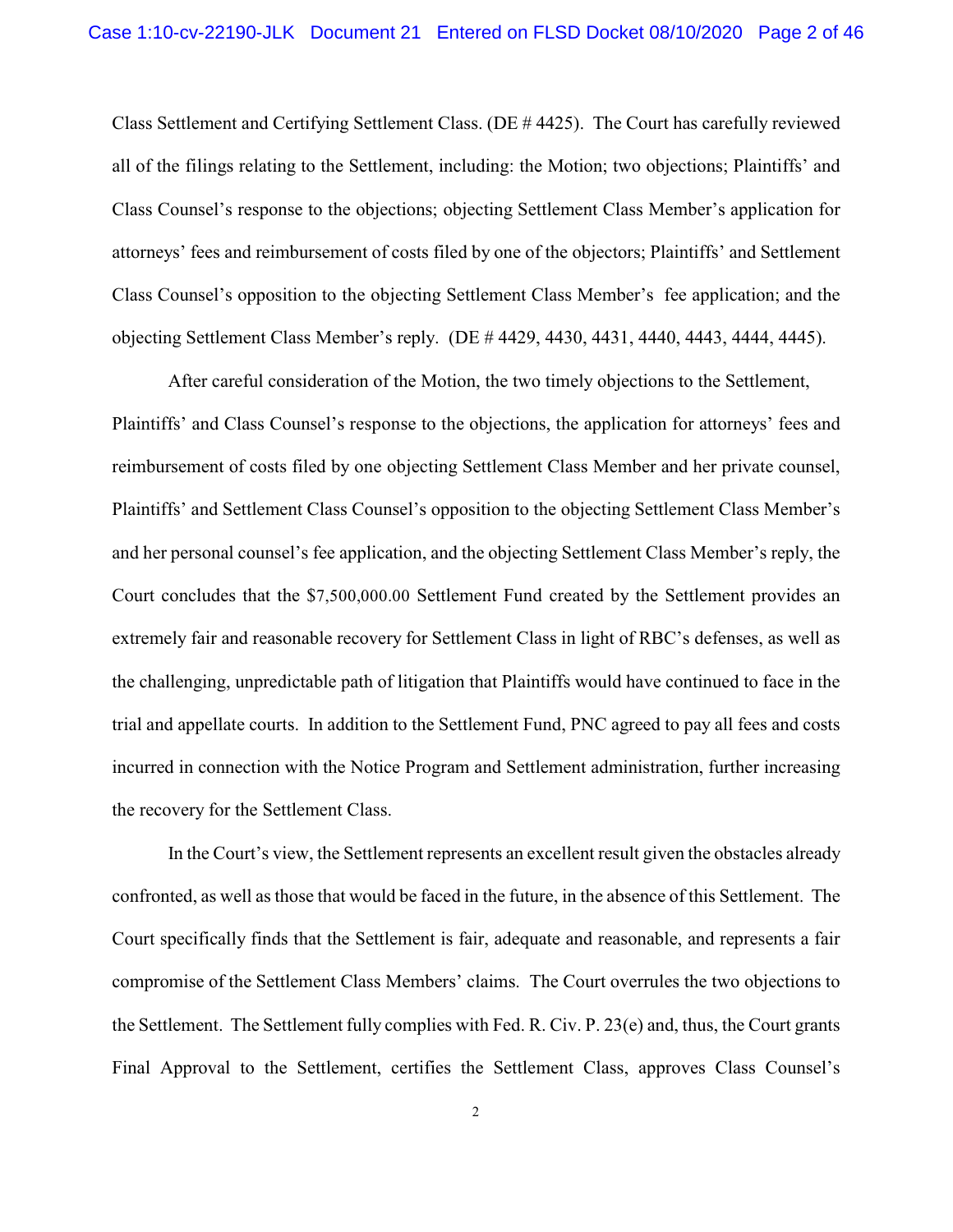Class Settlement and Certifying Settlement Class. (DE # 4425). The Court has carefully reviewed all of the filings relating to the Settlement, including: the Motion; two objections; Plaintiffs' and Class Counsel's response to the objections; objecting Settlement Class Member's application for attorneys' fees and reimbursement of costs filed by one of the objectors; Plaintiffs' and Settlement Class Counsel's opposition to the objecting Settlement Class Member's fee application; and the objecting Settlement Class Member's reply. (DE # 4429, 4430, 4431, 4440, 4443, 4444, 4445).

After careful consideration of the Motion, the two timely objections to the Settlement, Plaintiffs' and Class Counsel's response to the objections, the application for attorneys' fees and reimbursement of costs filed by one objecting Settlement Class Member and her private counsel, Plaintiffs' and Settlement Class Counsel's opposition to the objecting Settlement Class Member's and her personal counsel's fee application, and the objecting Settlement Class Member's reply, the Court concludes that the $7,500,000.00 Settlement Fund created by the Settlement provides an extremely fair and reasonable recovery for Settlement Class in light of RBC's defenses, as well as the challenging, unpredictable path of litigation that Plaintiffs would have continued to face in the trial and appellate courts. In addition to the Settlement Fund, PNC agreed to pay all fees and costs incurred in connection with the Notice Program and Settlement administration, further increasing the recovery for the Settlement Class.

In the Court's view, the Settlement represents an excellent result given the obstacles already confronted, as well as those that would be faced in the future, in the absence of this Settlement. The Court specifically finds that the Settlement is fair, adequate and reasonable, and represents a fair compromise of the Settlement Class Members' claims. The Court overrules the two objections to the Settlement. The Settlement fully complies with Fed. R. Civ. P. 23(e) and, thus, the Court grants Final Approval to the Settlement, certifies the Settlement Class, approves Class Counsel's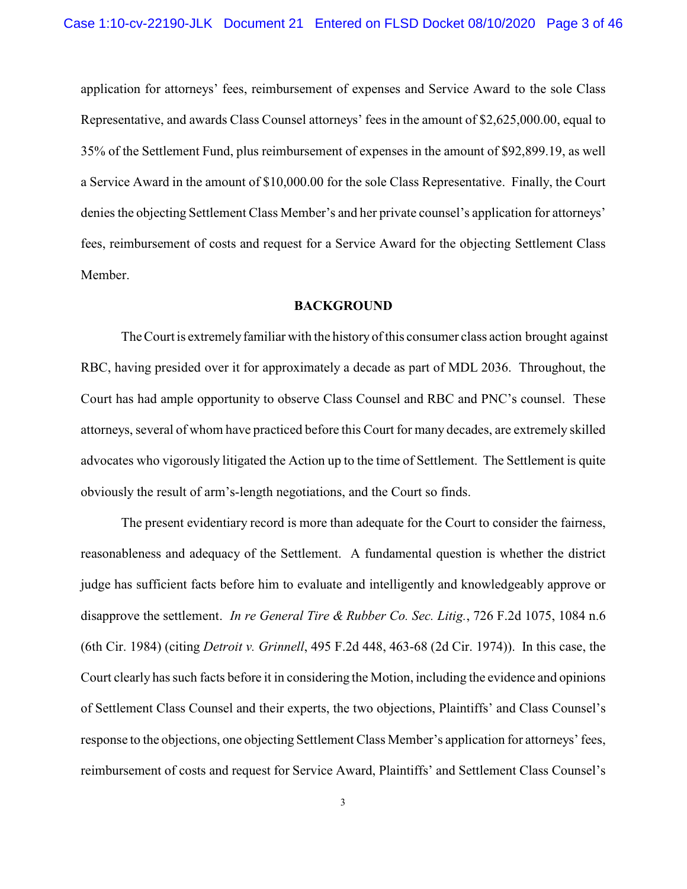application for attorneys' fees, reimbursement of expenses and Service Award to the sole Class Representative, and awards Class Counsel attorneys' fees in the amount of $2,625,000.00, equal to 35% of the Settlement Fund, plus reimbursement of expenses in the amount of $92,899.19, as well a Service Award in the amount of $10,000.00 for the sole Class Representative. Finally, the Court denies the objecting Settlement Class Member's and her private counsel's application for attorneys' fees, reimbursement of costs and request for a Service Award for the objecting Settlement Class Member.

**BACKGROUND**

The Court is extremely familiar with the history of this consumer class action brought against RBC, having presided over it for approximately a decade as part of MDL 2036. Throughout, the Court has had ample opportunity to observe Class Counsel and RBC and PNC's counsel. These attorneys, several of whom have practiced before this Court for many decades, are extremely skilled advocates who vigorously litigated the Action up to the time of Settlement. The Settlement is quite obviously the result of arm's-length negotiations, and the Court so finds.

The present evidentiary record is more than adequate for the Court to consider the fairness, reasonableness and adequacy of the Settlement. A fundamental question is whether the district judge has sufficient facts before him to evaluate and intelligently and knowledgeably approve or disapprove the settlement. *In re General Tire & Rubber Co. Sec. Litig.*, 726 F.2d 1075, 1084 n.6 (6th Cir. 1984) (citing *Detroit v. Grinnell*, 495 F.2d 448, 463-68 (2d Cir. 1974)). In this case, the Court clearly has such facts before it in considering the Motion, including the evidence and opinions of Settlement Class Counsel and their experts, the two objections, Plaintiffs' and Class Counsel's response to the objections, one objecting Settlement Class Member's application for attorneys' fees, reimbursement of costs and request for Service Award, Plaintiffs' and Settlement Class Counsel's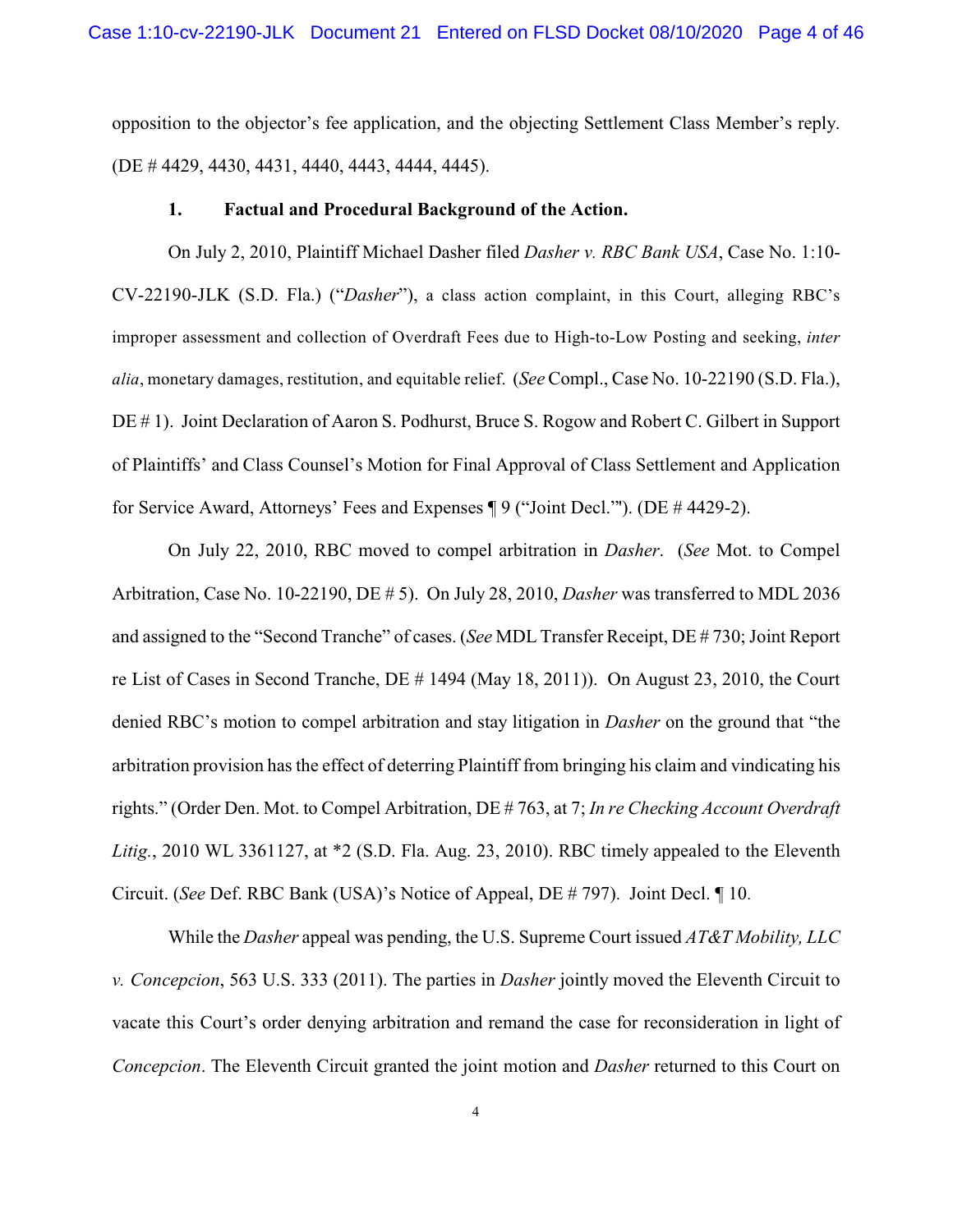opposition to the objector's fee application, and the objecting Settlement Class Member's reply. (DE # 4429, 4430, 4431, 4440, 4443, 4444, 4445).

**1. Factual and Procedural Background of the Action.**

On July 2, 2010, Plaintiff Michael Dasher filed *Dasher v. RBC Bank USA*, Case No. 1:10-CV-22190-JLK (S.D. Fla.) ("*Dasher*"), a class action complaint, in this Court, alleging RBC's improper assessment and collection of Overdraft Fees due to High-to-Low Posting and seeking, *inter alia*, monetary damages, restitution, and equitable relief. (*See* Compl., Case No. 10-22190 (S.D. Fla.), DE # 1). Joint Declaration of Aaron S. Podhurst, Bruce S. Rogow and Robert C. Gilbert in Support of Plaintiffs' and Class Counsel's Motion for Final Approval of Class Settlement and Application for Service Award, Attorneys' Fees and Expenses ¶ 9 ("Joint Decl.'"). (DE # 4429-2).

On July 22, 2010, RBC moved to compel arbitration in *Dasher*. (*See* Mot. to Compel Arbitration, Case No. 10-22190, DE # 5). On July 28, 2010, *Dasher* was transferred to MDL 2036 and assigned to the "Second Tranche" of cases. (*See* MDL Transfer Receipt, DE # 730; Joint Report re List of Cases in Second Tranche, DE # 1494 (May 18, 2011)). On August 23, 2010, the Court denied RBC's motion to compel arbitration and stay litigation in *Dasher* on the ground that "the arbitration provision has the effect of deterring Plaintiff from bringing his claim and vindicating his rights." (Order Den. Mot. to Compel Arbitration, DE # 763, at 7; *In re Checking Account Overdraft Litig.*, 2010 WL 3361127, at *2 (S.D. Fla. Aug. 23, 2010). RBC timely appealed to the Eleventh Circuit. (*See* Def. RBC Bank (USA)'s Notice of Appeal, DE # 797). Joint Decl. ¶ 10.

While the *Dasher* appeal was pending, the U.S. Supreme Court issued *AT&T Mobility, LLC v. Concepcion*, 563 U.S. 333 (2011). The parties in *Dasher* jointly moved the Eleventh Circuit to vacate this Court's order denying arbitration and remand the case for reconsideration in light of *Concepcion*. The Eleventh Circuit granted the joint motion and *Dasher* returned to this Court on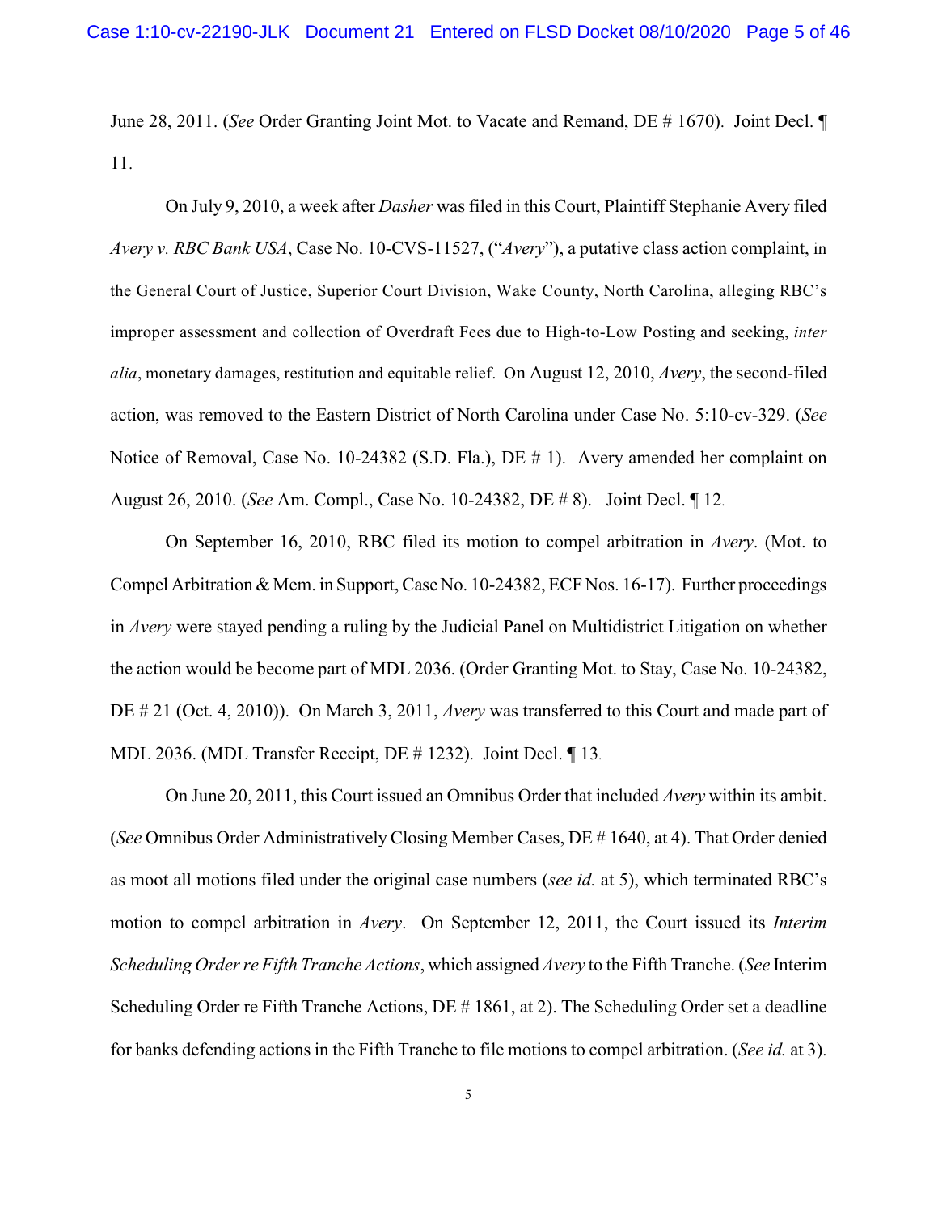June 28, 2011. (*See* Order Granting Joint Mot. to Vacate and Remand, DE # 1670). Joint Decl. ¶ 11.

On July 9, 2010, a week after *Dasher* was filed in this Court, Plaintiff Stephanie Avery filed *Avery v. RBC Bank USA*, Case No. 10-CVS-11527, ("*Avery*"), a putative class action complaint, in the General Court of Justice, Superior Court Division, Wake County, North Carolina, alleging RBC's improper assessment and collection of Overdraft Fees due to High-to-Low Posting and seeking, *inter alia*, monetary damages, restitution and equitable relief. On August 12, 2010, *Avery*, the second-filed action, was removed to the Eastern District of North Carolina under Case No. 5:10-cv-329. (*See* Notice of Removal, Case No. 10-24382 (S.D. Fla.), DE # 1). Avery amended her complaint on August 26, 2010. (*See* Am. Compl., Case No. 10-24382, DE # 8). Joint Decl. ¶ 12.

On September 16, 2010, RBC filed its motion to compel arbitration in *Avery*. (Mot. to Compel Arbitration & Mem. in Support, Case No. 10-24382, ECF Nos. 16-17). Further proceedings in *Avery* were stayed pending a ruling by the Judicial Panel on Multidistrict Litigation on whether the action would be become part of MDL 2036. (Order Granting Mot. to Stay, Case No. 10-24382, DE # 21 (Oct. 4, 2010)). On March 3, 2011, *Avery* was transferred to this Court and made part of MDL 2036. (MDL Transfer Receipt, DE # 1232). Joint Decl. ¶ 13.

On June 20, 2011, this Court issued an Omnibus Order that included *Avery* within its ambit. (*See* Omnibus Order Administratively Closing Member Cases, DE # 1640, at 4). That Order denied as moot all motions filed under the original case numbers (*see id.* at 5), which terminated RBC's motion to compel arbitration in *Avery*. On September 12, 2011, the Court issued its *Interim Scheduling Order re Fifth Tranche Actions*, which assigned *Avery* to the Fifth Tranche. (*See* Interim Scheduling Order re Fifth Tranche Actions, DE # 1861, at 2). The Scheduling Order set a deadline for banks defending actions in the Fifth Tranche to file motions to compel arbitration. (*See id.* at 3).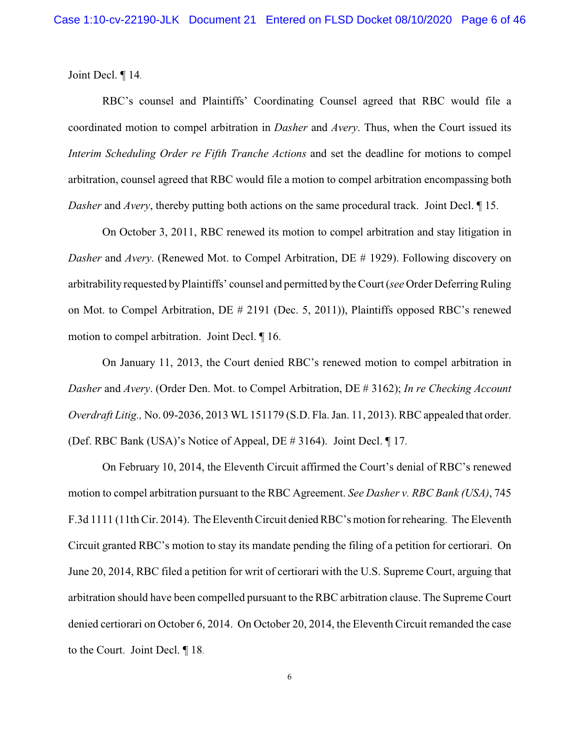Joint Decl. ¶ 14.

RBC's counsel and Plaintiffs' Coordinating Counsel agreed that RBC would file a coordinated motion to compel arbitration in *Dasher* and *Avery*. Thus, when the Court issued its *Interim Scheduling Order re Fifth Tranche Actions* and set the deadline for motions to compel arbitration, counsel agreed that RBC would file a motion to compel arbitration encompassing both *Dasher* and *Avery*, thereby putting both actions on the same procedural track. Joint Decl. ¶ 15.

On October 3, 2011, RBC renewed its motion to compel arbitration and stay litigation in *Dasher* and *Avery*. (Renewed Mot. to Compel Arbitration, DE # 1929). Following discovery on arbitrability requested by Plaintiffs' counsel and permitted by the Court (*see* Order Deferring Ruling on Mot. to Compel Arbitration, DE # 2191 (Dec. 5, 2011)), Plaintiffs opposed RBC's renewed motion to compel arbitration. Joint Decl. ¶ 16.

On January 11, 2013, the Court denied RBC's renewed motion to compel arbitration in *Dasher* and *Avery*. (Order Den. Mot. to Compel Arbitration, DE # 3162); *In re Checking Account Overdraft Litig.,* No. 09-2036, 2013 WL 151179 (S.D. Fla. Jan. 11, 2013). RBC appealed that order. (Def. RBC Bank (USA)'s Notice of Appeal, DE # 3164). Joint Decl. ¶ 17.

On February 10, 2014, the Eleventh Circuit affirmed the Court's denial of RBC's renewed motion to compel arbitration pursuant to the RBC Agreement. *See Dasher v. RBC Bank (USA)*, 745 F.3d 1111 (11th Cir. 2014). The Eleventh Circuit denied RBC's motion for rehearing. The Eleventh Circuit granted RBC's motion to stay its mandate pending the filing of a petition for certiorari. On June 20, 2014, RBC filed a petition for writ of certiorari with the U.S. Supreme Court, arguing that arbitration should have been compelled pursuant to the RBC arbitration clause. The Supreme Court denied certiorari on October 6, 2014. On October 20, 2014, the Eleventh Circuit remanded the case to the Court. Joint Decl. ¶ 18.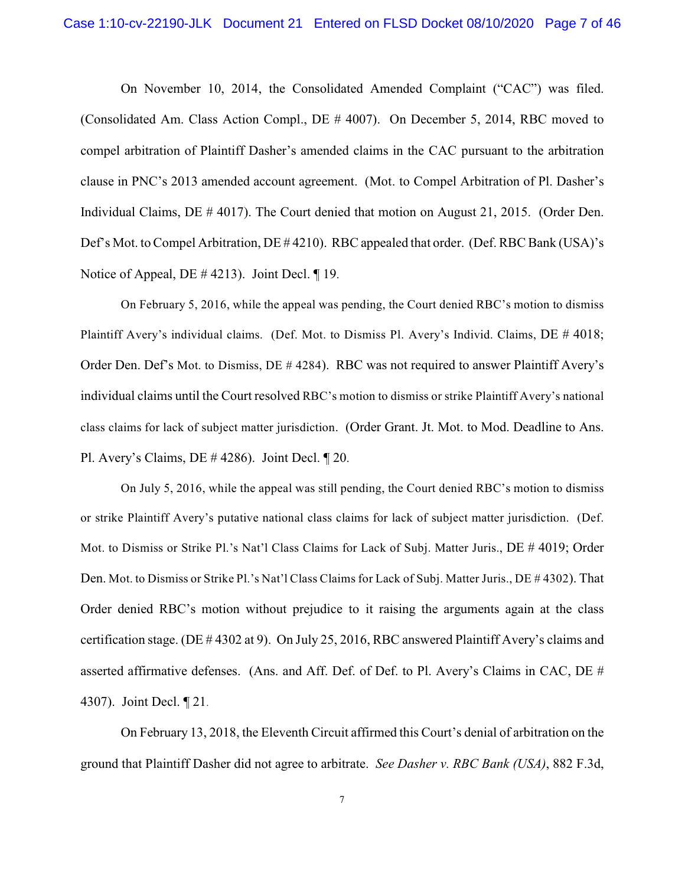On November 10, 2014, the Consolidated Amended Complaint ("CAC") was filed. (Consolidated Am. Class Action Compl., DE # 4007). On December 5, 2014, RBC moved to compel arbitration of Plaintiff Dasher's amended claims in the CAC pursuant to the arbitration clause in PNC's 2013 amended account agreement. (Mot. to Compel Arbitration of Pl. Dasher's Individual Claims, DE # 4017). The Court denied that motion on August 21, 2015. (Order Den. Def's Mot. to Compel Arbitration, DE # 4210). RBC appealed that order. (Def. RBC Bank (USA)'s Notice of Appeal, DE # 4213). Joint Decl. ¶ 19.

On February 5, 2016, while the appeal was pending, the Court denied RBC's motion to dismiss Plaintiff Avery's individual claims. (Def. Mot. to Dismiss Pl. Avery's Individ. Claims, DE # 4018; Order Den. Def's Mot. to Dismiss, DE # 4284). RBC was not required to answer Plaintiff Avery's individual claims until the Court resolved RBC's motion to dismiss or strike Plaintiff Avery's national class claims for lack of subject matter jurisdiction. (Order Grant. Jt. Mot. to Mod. Deadline to Ans. Pl. Avery's Claims, DE # 4286). Joint Decl. ¶ 20.

On July 5, 2016, while the appeal was still pending, the Court denied RBC's motion to dismiss or strike Plaintiff Avery's putative national class claims for lack of subject matter jurisdiction. (Def. Mot. to Dismiss or Strike Pl.'s Nat'l Class Claims for Lack of Subj. Matter Juris., DE # 4019; Order Den. Mot. to Dismiss or Strike Pl.'s Nat'l Class Claims for Lack of Subj. Matter Juris., DE # 4302). That Order denied RBC's motion without prejudice to it raising the arguments again at the class certification stage. (DE # 4302 at 9). On July 25, 2016, RBC answered Plaintiff Avery's claims and asserted affirmative defenses. (Ans. and Aff. Def. of Def. to Pl. Avery's Claims in CAC, DE # 4307). Joint Decl. ¶ 21.

On February 13, 2018, the Eleventh Circuit affirmed this Court's denial of arbitration on the ground that Plaintiff Dasher did not agree to arbitrate. *See Dasher v. RBC Bank (USA)*, 882 F.3d,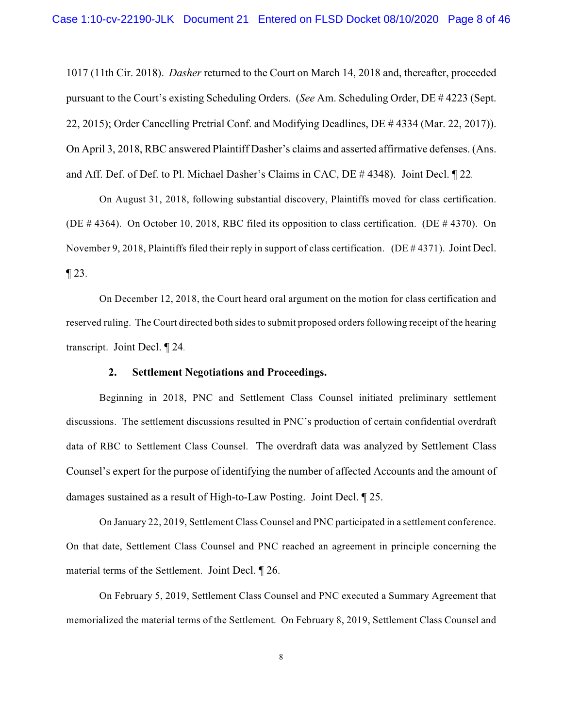1017 (11th Cir. 2018). *Dasher* returned to the Court on March 14, 2018 and, thereafter, proceeded pursuant to the Court's existing Scheduling Orders. (*See* Am. Scheduling Order, DE # 4223 (Sept. 22, 2015); Order Cancelling Pretrial Conf. and Modifying Deadlines, DE # 4334 (Mar. 22, 2017)). On April 3, 2018, RBC answered Plaintiff Dasher's claims and asserted affirmative defenses. (Ans. and Aff. Def. of Def. to Pl. Michael Dasher's Claims in CAC, DE # 4348). Joint Decl. ¶ 22.

On August 31, 2018, following substantial discovery, Plaintiffs moved for class certification. (DE # 4364). On October 10, 2018, RBC filed its opposition to class certification. (DE # 4370). On November 9, 2018, Plaintiffs filed their reply in support of class certification. (DE # 4371). Joint Decl. ¶ 23.

On December 12, 2018, the Court heard oral argument on the motion for class certification and reserved ruling. The Court directed both sides to submit proposed orders following receipt of the hearing transcript. Joint Decl. ¶ 24.

**2. Settlement Negotiations and Proceedings.**

Beginning in 2018, PNC and Settlement Class Counsel initiated preliminary settlement discussions. The settlement discussions resulted in PNC's production of certain confidential overdraft data of RBC to Settlement Class Counsel. The overdraft data was analyzed by Settlement Class Counsel's expert for the purpose of identifying the number of affected Accounts and the amount of damages sustained as a result of High-to-Law Posting. Joint Decl. ¶ 25.

On January 22, 2019, Settlement Class Counsel and PNC participated in a settlement conference. On that date, Settlement Class Counsel and PNC reached an agreement in principle concerning the material terms of the Settlement. Joint Decl. ¶ 26.

On February 5, 2019, Settlement Class Counsel and PNC executed a Summary Agreement that memorialized the material terms of the Settlement. On February 8, 2019, Settlement Class Counsel and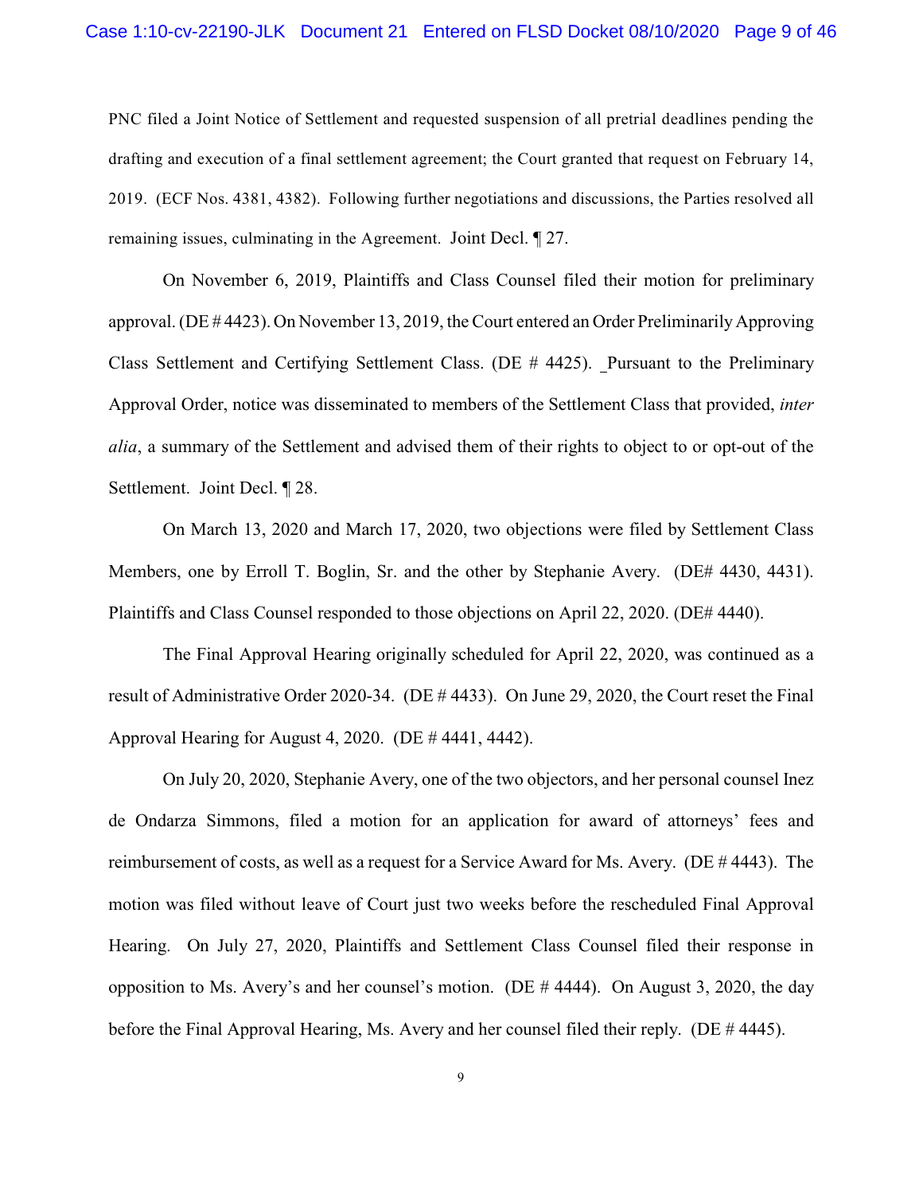PNC filed a Joint Notice of Settlement and requested suspension of all pretrial deadlines pending the drafting and execution of a final settlement agreement; the Court granted that request on February 14, 2019. (ECF Nos. 4381, 4382). Following further negotiations and discussions, the Parties resolved all remaining issues, culminating in the Agreement. Joint Decl. ¶ 27.

On November 6, 2019, Plaintiffs and Class Counsel filed their motion for preliminary approval. (DE # 4423). On November 13, 2019, the Court entered an Order Preliminarily Approving Class Settlement and Certifying Settlement Class. (DE # 4425). _Pursuant to the Preliminary Approval Order, notice was disseminated to members of the Settlement Class that provided, *inter alia*, a summary of the Settlement and advised them of their rights to object to or opt-out of the Settlement. Joint Decl. ¶ 28.

On March 13, 2020 and March 17, 2020, two objections were filed by Settlement Class Members, one by Erroll T. Boglin, Sr. and the other by Stephanie Avery. (DE# 4430, 4431). Plaintiffs and Class Counsel responded to those objections on April 22, 2020. (DE# 4440).

The Final Approval Hearing originally scheduled for April 22, 2020, was continued as a result of Administrative Order 2020-34. (DE # 4433). On June 29, 2020, the Court reset the Final Approval Hearing for August 4, 2020. (DE # 4441, 4442).

On July 20, 2020, Stephanie Avery, one of the two objectors, and her personal counsel Inez de Ondarza Simmons, filed a motion for an application for award of attorneys' fees and reimbursement of costs, as well as a request for a Service Award for Ms. Avery. (DE # 4443). The motion was filed without leave of Court just two weeks before the rescheduled Final Approval Hearing. On July 27, 2020, Plaintiffs and Settlement Class Counsel filed their response in opposition to Ms. Avery's and her counsel's motion. (DE # 4444). On August 3, 2020, the day before the Final Approval Hearing, Ms. Avery and her counsel filed their reply. (DE # 4445).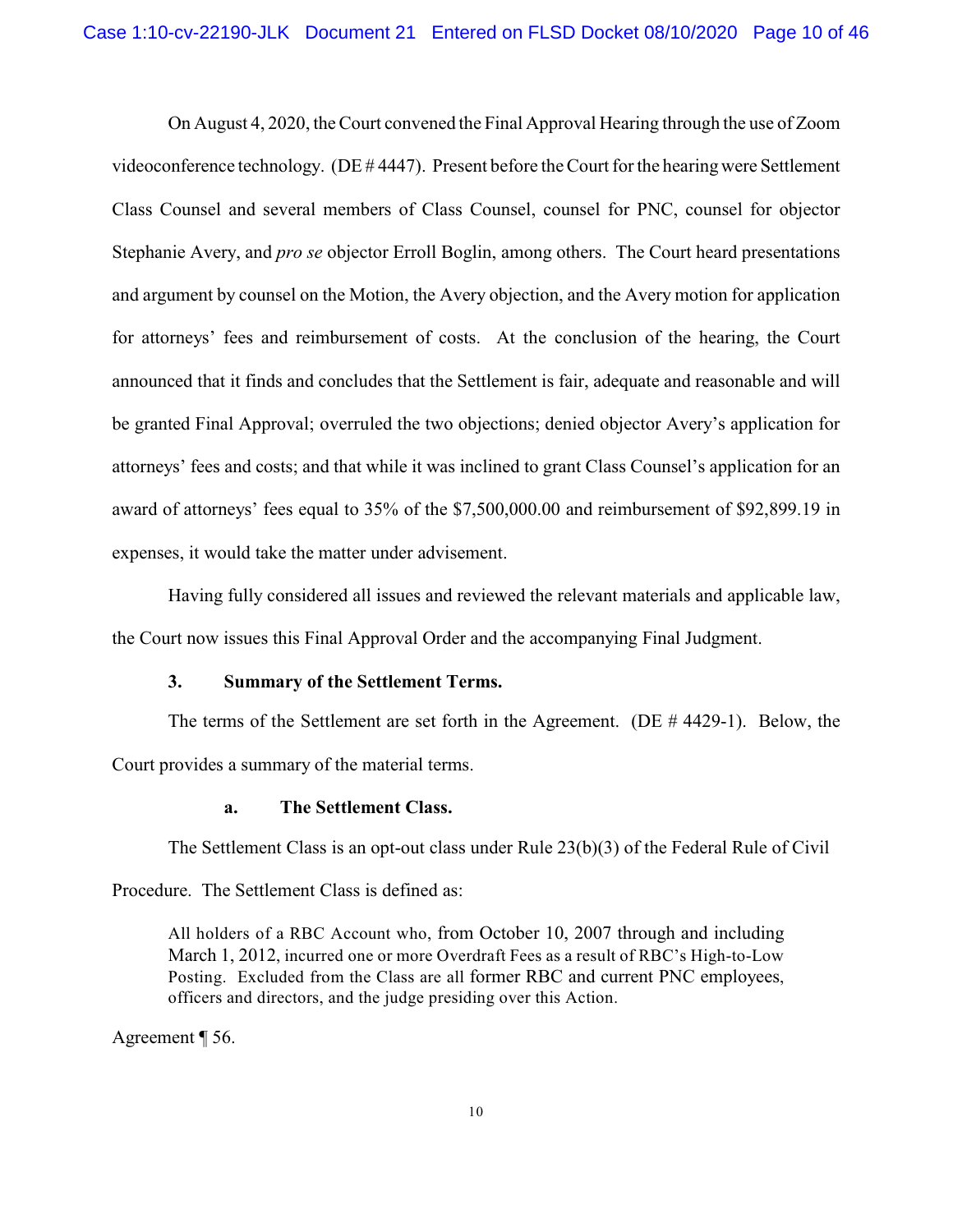On August 4, 2020, the Court convened the Final Approval Hearing through the use of Zoom videoconference technology. (DE # 4447). Present before the Court for the hearing were Settlement Class Counsel and several members of Class Counsel, counsel for PNC, counsel for objector Stephanie Avery, and *pro se* objector Erroll Boglin, among others. The Court heard presentations and argument by counsel on the Motion, the Avery objection, and the Avery motion for application for attorneys' fees and reimbursement of costs. At the conclusion of the hearing, the Court announced that it finds and concludes that the Settlement is fair, adequate and reasonable and will be granted Final Approval; overruled the two objections; denied objector Avery's application for attorneys' fees and costs; and that while it was inclined to grant Class Counsel's application for an award of attorneys' fees equal to 35% of the $7,500,000.00 and reimbursement of $92,899.19 in expenses, it would take the matter under advisement.

Having fully considered all issues and reviewed the relevant materials and applicable law, the Court now issues this Final Approval Order and the accompanying Final Judgment.

### 3. Summary of the Settlement Terms.

The terms of the Settlement are set forth in the Agreement. (DE # 4429-1). Below, the Court provides a summary of the material terms.

#### a. The Settlement Class.

The Settlement Class is an opt-out class under Rule 23(b)(3) of the Federal Rule of Civil Procedure. The Settlement Class is defined as:

> All holders of a RBC Account who, from October 10, 2007 through and including March 1, 2012, incurred one or more Overdraft Fees as a result of RBC's High-to-Low Posting. Excluded from the Class are all former RBC and current PNC employees, officers and directors, and the judge presiding over this Action.

Agreement ¶ 56.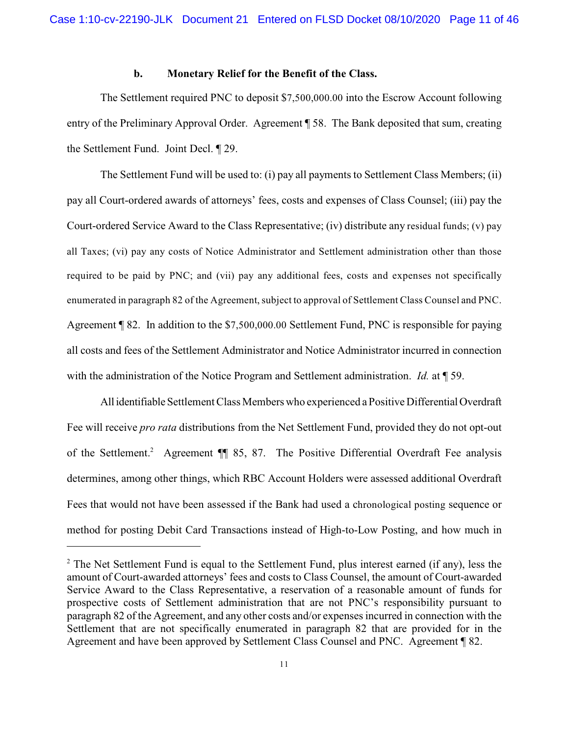### b. Monetary Relief for the Benefit of the Class.

The Settlement required PNC to deposit $7,500,000.00 into the Escrow Account following entry of the Preliminary Approval Order. Agreement ¶ 58. The Bank deposited that sum, creating the Settlement Fund. Joint Decl. ¶ 29.

The Settlement Fund will be used to: (i) pay all payments to Settlement Class Members; (ii) pay all Court-ordered awards of attorneys' fees, costs and expenses of Class Counsel; (iii) pay the Court-ordered Service Award to the Class Representative; (iv) distribute any residual funds; (v) pay all Taxes; (vi) pay any costs of Notice Administrator and Settlement administration other than those required to be paid by PNC; and (vii) pay any additional fees, costs and expenses not specifically enumerated in paragraph 82 of the Agreement, subject to approval of Settlement Class Counsel and PNC. Agreement ¶ 82. In addition to the $7,500,000.00 Settlement Fund, PNC is responsible for paying all costs and fees of the Settlement Administrator and Notice Administrator incurred in connection with the administration of the Notice Program and Settlement administration. *Id.* at ¶ 59.

All identifiable Settlement Class Members who experienced a Positive Differential Overdraft Fee will receive *pro rata* distributions from the Net Settlement Fund, provided they do not opt-out of the Settlement.[2] Agreement ¶¶ 85, 87. The Positive Differential Overdraft Fee analysis determines, among other things, which RBC Account Holders were assessed additional Overdraft Fees that would not have been assessed if the Bank had used a chronological posting sequence or method for posting Debit Card Transactions instead of High-to-Low Posting, and how much in

---

[2] The Net Settlement Fund is equal to the Settlement Fund, plus interest earned (if any), less the amount of Court-awarded attorneys' fees and costs to Class Counsel, the amount of Court-awarded Service Award to the Class Representative, a reservation of a reasonable amount of funds for prospective costs of Settlement administration that are not PNC's responsibility pursuant to paragraph 82 of the Agreement, and any other costs and/or expenses incurred in connection with the Settlement that are not specifically enumerated in paragraph 82 that are provided for in the Agreement and have been approved by Settlement Class Counsel and PNC. Agreement ¶ 82.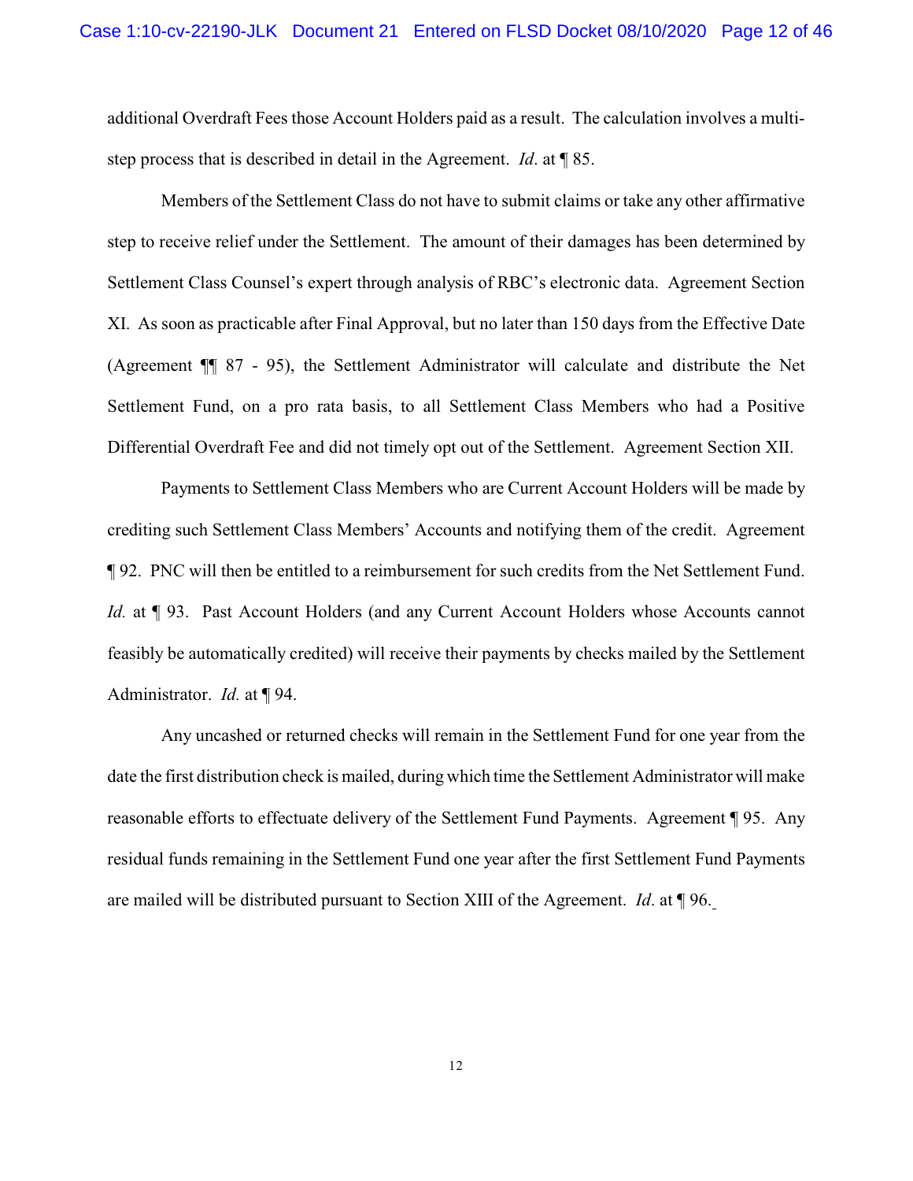additional Overdraft Fees those Account Holders paid as a result. The calculation involves a multi-step process that is described in detail in the Agreement. *Id*. at ¶ 85.

Members of the Settlement Class do not have to submit claims or take any other affirmative step to receive relief under the Settlement. The amount of their damages has been determined by Settlement Class Counsel's expert through analysis of RBC's electronic data. Agreement Section XI. As soon as practicable after Final Approval, but no later than 150 days from the Effective Date (Agreement ¶¶ 87 - 95), the Settlement Administrator will calculate and distribute the Net Settlement Fund, on a pro rata basis, to all Settlement Class Members who had a Positive Differential Overdraft Fee and did not timely opt out of the Settlement. Agreement Section XII.

Payments to Settlement Class Members who are Current Account Holders will be made by crediting such Settlement Class Members' Accounts and notifying them of the credit. Agreement ¶ 92. PNC will then be entitled to a reimbursement for such credits from the Net Settlement Fund. *Id.* at ¶ 93. Past Account Holders (and any Current Account Holders whose Accounts cannot feasibly be automatically credited) will receive their payments by checks mailed by the Settlement Administrator. *Id.* at ¶ 94.

Any uncashed or returned checks will remain in the Settlement Fund for one year from the date the first distribution check is mailed, during which time the Settlement Administrator will make reasonable efforts to effectuate delivery of the Settlement Fund Payments. Agreement ¶ 95. Any residual funds remaining in the Settlement Fund one year after the first Settlement Fund Payments are mailed will be distributed pursuant to Section XIII of the Agreement. *Id*. at ¶ 96.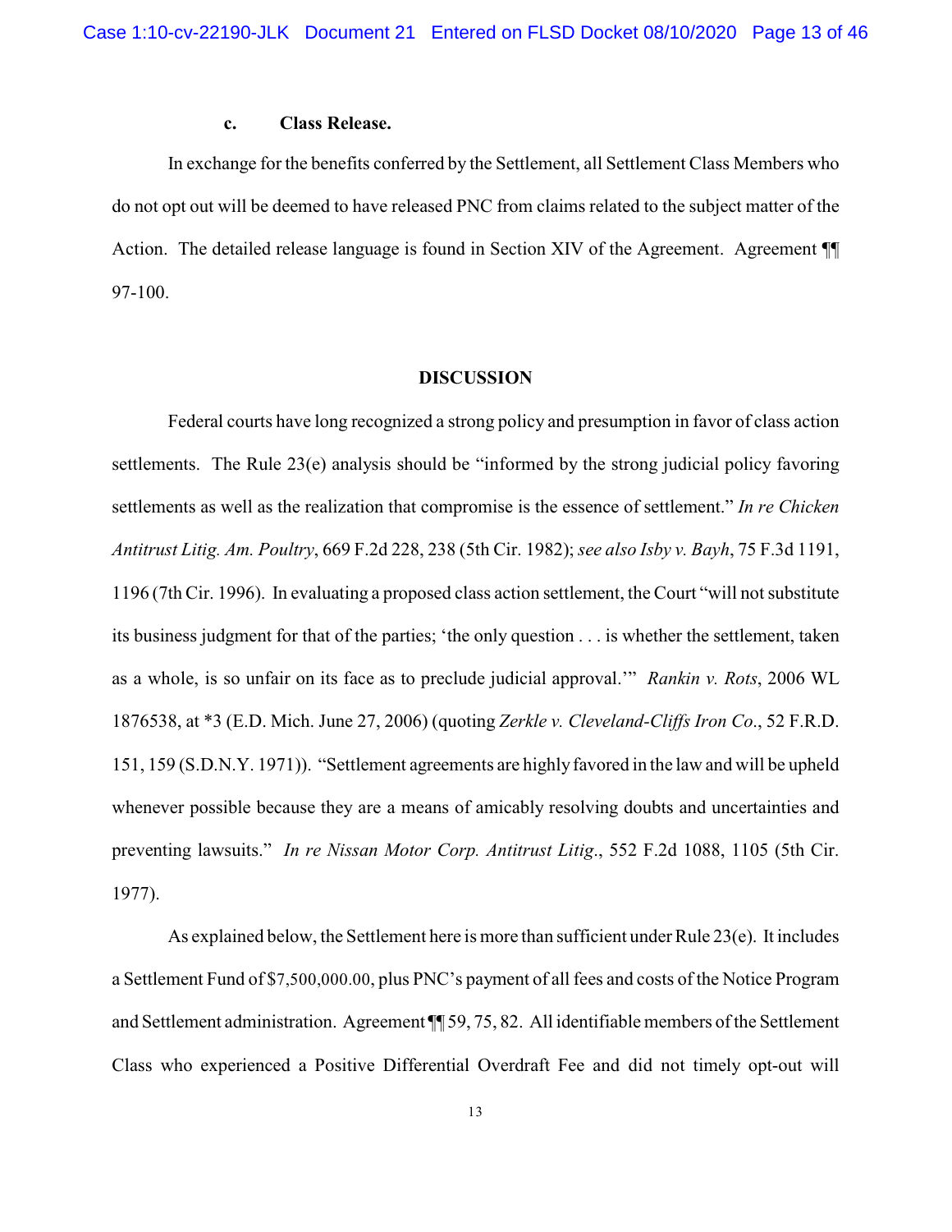**c. Class Release.**

In exchange for the benefits conferred by the Settlement, all Settlement Class Members who do not opt out will be deemed to have released PNC from claims related to the subject matter of the Action. The detailed release language is found in Section XIV of the Agreement. Agreement ¶¶ 97-100.

**DISCUSSION**

Federal courts have long recognized a strong policy and presumption in favor of class action settlements. The Rule 23(e) analysis should be "informed by the strong judicial policy favoring settlements as well as the realization that compromise is the essence of settlement." *In re Chicken Antitrust Litig. Am. Poultry*, 669 F.2d 228, 238 (5th Cir. 1982); *see also Isby v. Bayh*, 75 F.3d 1191, 1196 (7th Cir. 1996). In evaluating a proposed class action settlement, the Court "will not substitute its business judgment for that of the parties; 'the only question . . . is whether the settlement, taken as a whole, is so unfair on its face as to preclude judicial approval.'" *Rankin v. Rots*, 2006 WL 1876538, at *3 (E.D. Mich. June 27, 2006) (quoting *Zerkle v. Cleveland-Cliffs Iron Co.*, 52 F.R.D. 151, 159 (S.D.N.Y. 1971)). "Settlement agreements are highly favored in the law and will be upheld whenever possible because they are a means of amicably resolving doubts and uncertainties and preventing lawsuits." *In re Nissan Motor Corp. Antitrust Litig.*, 552 F.2d 1088, 1105 (5th Cir. 1977).

As explained below, the Settlement here is more than sufficient under Rule 23(e). It includes a Settlement Fund of $7,500,000.00, plus PNC's payment of all fees and costs of the Notice Program and Settlement administration. Agreement ¶¶ 59, 75, 82. All identifiable members of the Settlement Class who experienced a Positive Differential Overdraft Fee and did not timely opt-out will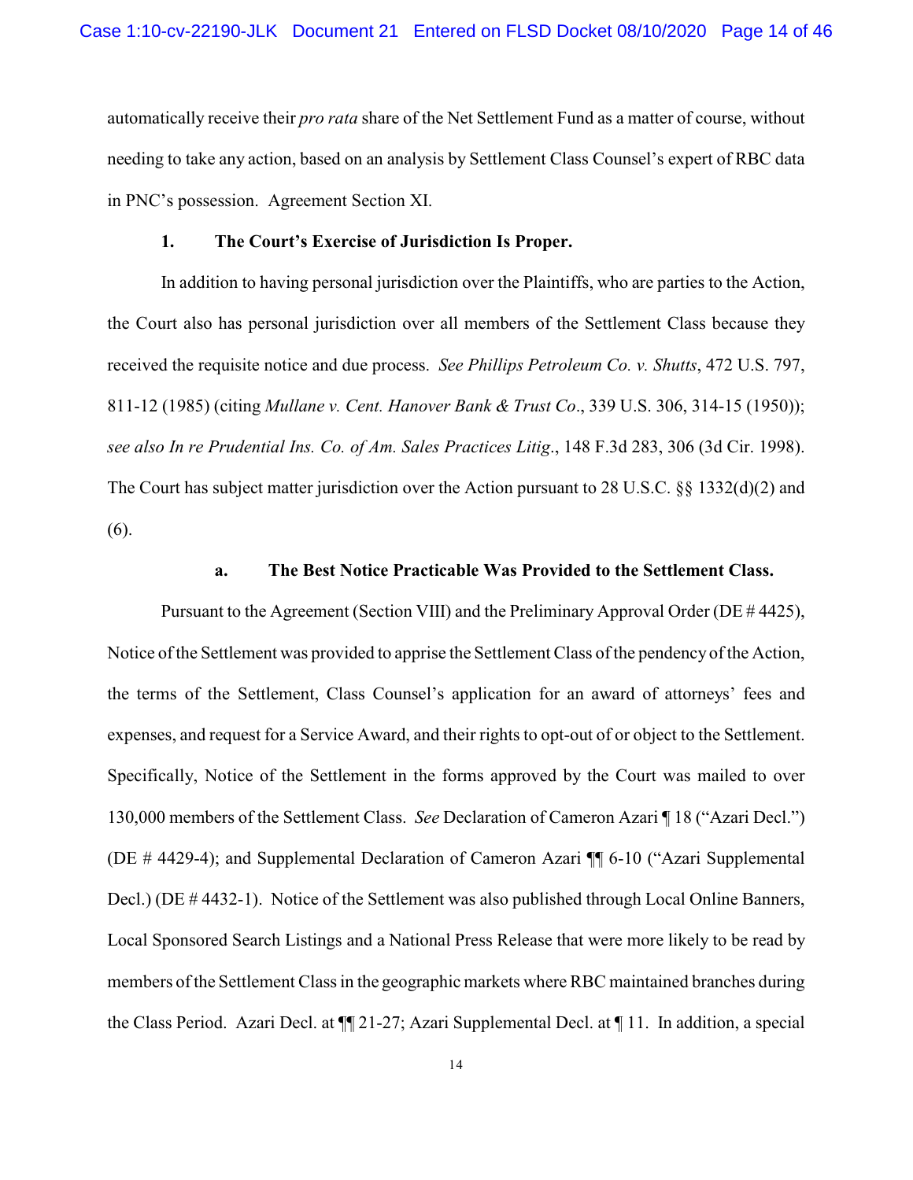automatically receive their *pro rata* share of the Net Settlement Fund as a matter of course, without needing to take any action, based on an analysis by Settlement Class Counsel's expert of RBC data in PNC's possession. Agreement Section XI.

### 1. The Court's Exercise of Jurisdiction Is Proper.

In addition to having personal jurisdiction over the Plaintiffs, who are parties to the Action, the Court also has personal jurisdiction over all members of the Settlement Class because they received the requisite notice and due process. *See Phillips Petroleum Co. v. Shutts*, 472 U.S. 797, 811-12 (1985) (citing *Mullane v. Cent. Hanover Bank & Trust Co*., 339 U.S. 306, 314-15 (1950)); *see also In re Prudential Ins. Co. of Am. Sales Practices Litig*., 148 F.3d 283, 306 (3d Cir. 1998). The Court has subject matter jurisdiction over the Action pursuant to 28 U.S.C. §§ 1332(d)(2) and (6).

#### a. The Best Notice Practicable Was Provided to the Settlement Class.

Pursuant to the Agreement (Section VIII) and the Preliminary Approval Order (DE # 4425), Notice of the Settlement was provided to apprise the Settlement Class of the pendency of the Action, the terms of the Settlement, Class Counsel's application for an award of attorneys' fees and expenses, and request for a Service Award, and their rights to opt-out of or object to the Settlement. Specifically, Notice of the Settlement in the forms approved by the Court was mailed to over 130,000 members of the Settlement Class. *See* Declaration of Cameron Azari ¶ 18 ("Azari Decl.") (DE # 4429-4); and Supplemental Declaration of Cameron Azari ¶¶ 6-10 ("Azari Supplemental Decl.) (DE # 4432-1). Notice of the Settlement was also published through Local Online Banners, Local Sponsored Search Listings and a National Press Release that were more likely to be read by members of the Settlement Class in the geographic markets where RBC maintained branches during the Class Period. Azari Decl. at ¶¶ 21-27; Azari Supplemental Decl. at ¶ 11. In addition, a special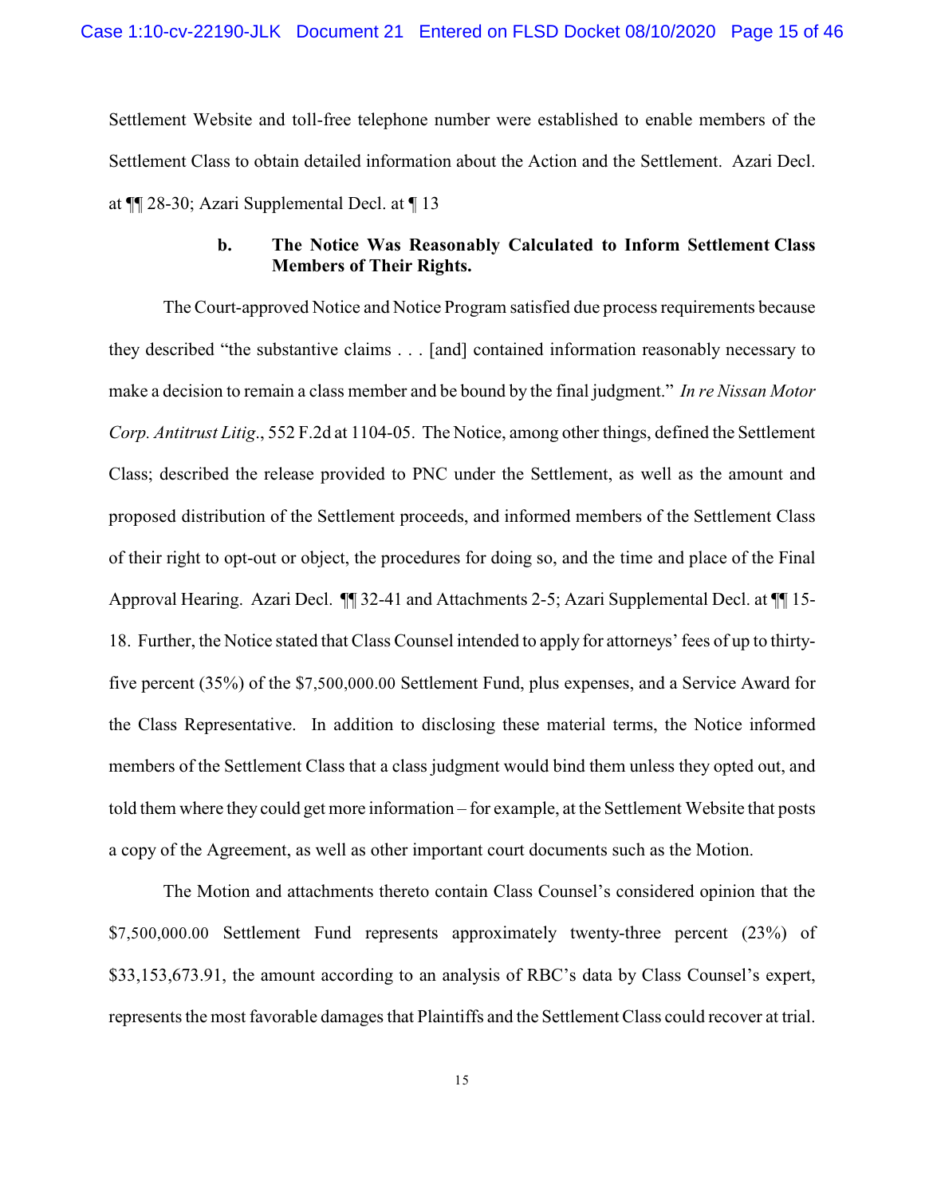Settlement Website and toll-free telephone number were established to enable members of the Settlement Class to obtain detailed information about the Action and the Settlement. Azari Decl. at ¶¶ 28-30; Azari Supplemental Decl. at ¶ 13

**b. The Notice Was Reasonably Calculated to Inform Settlement Class Members of Their Rights.**

The Court-approved Notice and Notice Program satisfied due process requirements because they described "the substantive claims . . . [and] contained information reasonably necessary to make a decision to remain a class member and be bound by the final judgment." *In re Nissan Motor Corp. Antitrust Litig*., 552 F.2d at 1104-05. The Notice, among other things, defined the Settlement Class; described the release provided to PNC under the Settlement, as well as the amount and proposed distribution of the Settlement proceeds, and informed members of the Settlement Class of their right to opt-out or object, the procedures for doing so, and the time and place of the Final Approval Hearing. Azari Decl. ¶¶ 32-41 and Attachments 2-5; Azari Supplemental Decl. at ¶¶ 15-18. Further, the Notice stated that Class Counsel intended to apply for attorneys' fees of up to thirty-five percent (35%) of the $7,500,000.00 Settlement Fund, plus expenses, and a Service Award for the Class Representative. In addition to disclosing these material terms, the Notice informed members of the Settlement Class that a class judgment would bind them unless they opted out, and told them where they could get more information – for example, at the Settlement Website that posts a copy of the Agreement, as well as other important court documents such as the Motion.

The Motion and attachments thereto contain Class Counsel's considered opinion that the $7,500,000.00 Settlement Fund represents approximately twenty-three percent (23%) of $33,153,673.91, the amount according to an analysis of RBC's data by Class Counsel's expert, represents the most favorable damages that Plaintiffs and the Settlement Class could recover at trial.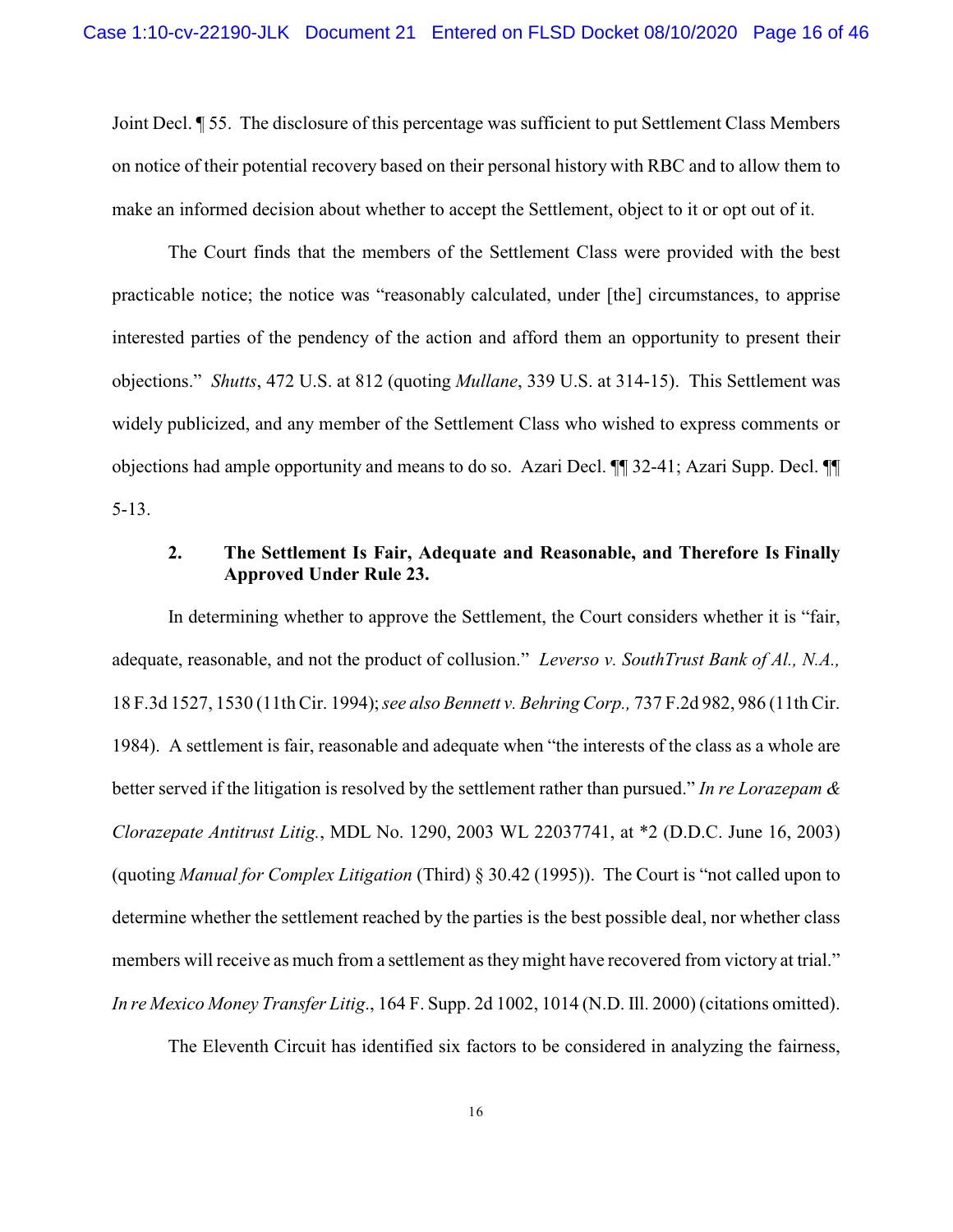Joint Decl. ¶ 55. The disclosure of this percentage was sufficient to put Settlement Class Members on notice of their potential recovery based on their personal history with RBC and to allow them to make an informed decision about whether to accept the Settlement, object to it or opt out of it.

The Court finds that the members of the Settlement Class were provided with the best practicable notice; the notice was "reasonably calculated, under [the] circumstances, to apprise interested parties of the pendency of the action and afford them an opportunity to present their objections." *Shutts*, 472 U.S. at 812 (quoting *Mullane*, 339 U.S. at 314-15). This Settlement was widely publicized, and any member of the Settlement Class who wished to express comments or objections had ample opportunity and means to do so. Azari Decl. ¶¶ 32-41; Azari Supp. Decl. ¶¶ 5-13.

### 2. The Settlement Is Fair, Adequate and Reasonable, and Therefore Is Finally Approved Under Rule 23.

In determining whether to approve the Settlement, the Court considers whether it is "fair, adequate, reasonable, and not the product of collusion." *Leverso v. SouthTrust Bank of Al., N.A.,* 18 F.3d 1527, 1530 (11th Cir. 1994); *see also Bennett v. Behring Corp.,* 737 F.2d 982, 986 (11th Cir. 1984). A settlement is fair, reasonable and adequate when "the interests of the class as a whole are better served if the litigation is resolved by the settlement rather than pursued." *In re Lorazepam & Clorazepate Antitrust Litig.*, MDL No. 1290, 2003 WL 22037741, at *2 (D.D.C. June 16, 2003) (quoting *Manual for Complex Litigation* (Third) § 30.42 (1995)). The Court is "not called upon to determine whether the settlement reached by the parties is the best possible deal, nor whether class members will receive as much from a settlement as they might have recovered from victory at trial." *In re Mexico Money Transfer Litig*., 164 F. Supp. 2d 1002, 1014 (N.D. Ill. 2000) (citations omitted).

The Eleventh Circuit has identified six factors to be considered in analyzing the fairness,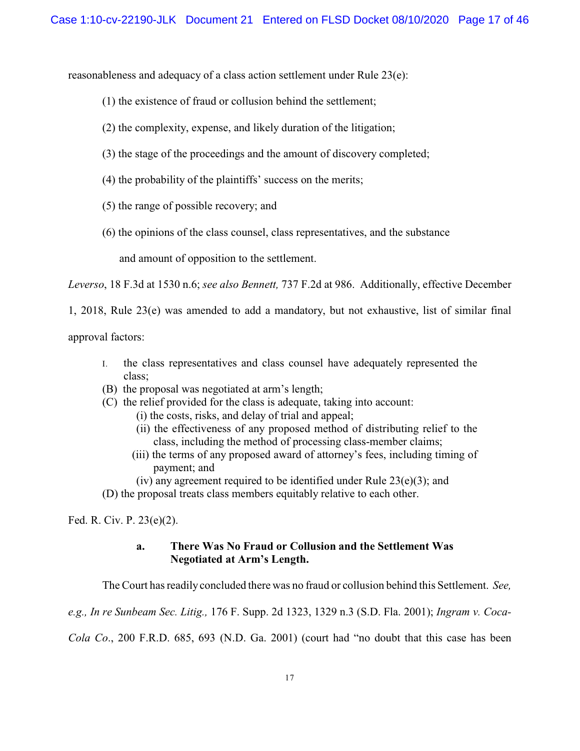reasonableness and adequacy of a class action settlement under Rule 23(e):

(1) the existence of fraud or collusion behind the settlement;

(2) the complexity, expense, and likely duration of the litigation;

(3) the stage of the proceedings and the amount of discovery completed;

(4) the probability of the plaintiffs' success on the merits;

(5) the range of possible recovery; and

(6) the opinions of the class counsel, class representatives, and the substance and amount of opposition to the settlement.

*Leverso*, 18 F.3d at 1530 n.6; *see also Bennett,* 737 F.2d at 986. Additionally, effective December 1, 2018, Rule 23(e) was amended to add a mandatory, but not exhaustive, list of similar final approval factors:

> I. the class representatives and class counsel have adequately represented the class;
> (B) the proposal was negotiated at arm's length;
> (C) the relief provided for the class is adequate, taking into account:
> (i) the costs, risks, and delay of trial and appeal;
> (ii) the effectiveness of any proposed method of distributing relief to the class, including the method of processing class-member claims;
> (iii) the terms of any proposed award of attorney's fees, including timing of payment; and
> (iv) any agreement required to be identified under Rule 23(e)(3); and
> (D) the proposal treats class members equitably relative to each other.

Fed. R. Civ. P. 23(e)(2).

**a. There Was No Fraud or Collusion and the Settlement Was Negotiated at Arm's Length.**

The Court has readily concluded there was no fraud or collusion behind this Settlement. *See, e.g., In re Sunbeam Sec. Litig.,* 176 F. Supp. 2d 1323, 1329 n.3 (S.D. Fla. 2001); *Ingram v. Coca-Cola Co*., 200 F.R.D. 685, 693 (N.D. Ga. 2001) (court had "no doubt that this case has been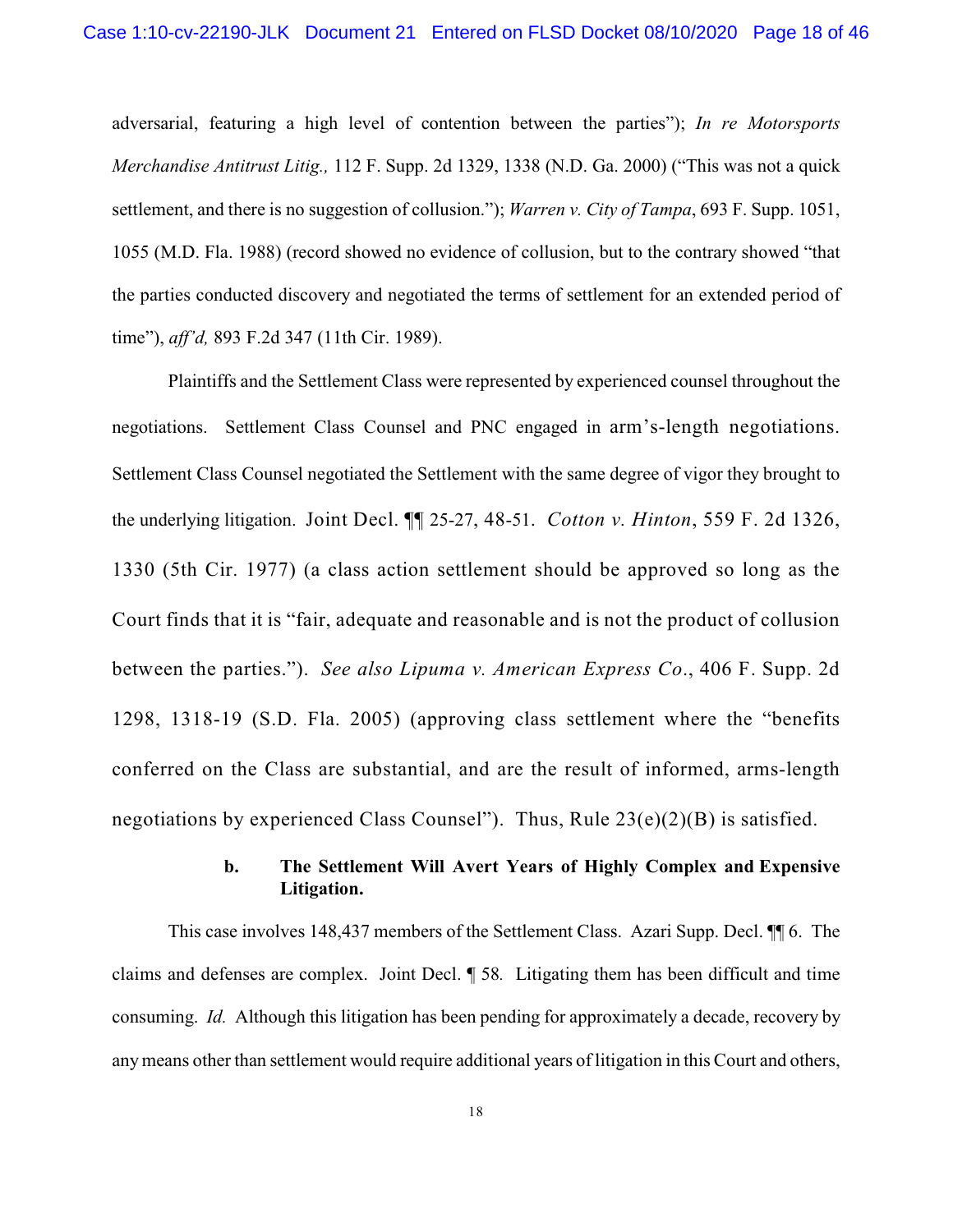adversarial, featuring a high level of contention between the parties"); *In re Motorsports Merchandise Antitrust Litig.,* 112 F. Supp. 2d 1329, 1338 (N.D. Ga. 2000) ("This was not a quick settlement, and there is no suggestion of collusion."); *Warren v. City of Tampa*, 693 F. Supp. 1051, 1055 (M.D. Fla. 1988) (record showed no evidence of collusion, but to the contrary showed "that the parties conducted discovery and negotiated the terms of settlement for an extended period of time"), *aff'd,* 893 F.2d 347 (11th Cir. 1989).

Plaintiffs and the Settlement Class were represented by experienced counsel throughout the negotiations. Settlement Class Counsel and PNC engaged in arm's-length negotiations. Settlement Class Counsel negotiated the Settlement with the same degree of vigor they brought to the underlying litigation. Joint Decl. ¶¶ 25-27, 48-51. *Cotton v. Hinton*, 559 F. 2d 1326, 1330 (5th Cir. 1977) (a class action settlement should be approved so long as the Court finds that it is "fair, adequate and reasonable and is not the product of collusion between the parties."). *See also Lipuma v. American Express Co*., 406 F. Supp. 2d 1298, 1318-19 (S.D. Fla. 2005) (approving class settlement where the "benefits conferred on the Class are substantial, and are the result of informed, arms-length negotiations by experienced Class Counsel"). Thus, Rule 23(e)(2)(B) is satisfied.

**b. The Settlement Will Avert Years of Highly Complex and Expensive Litigation.**

This case involves 148,437 members of the Settlement Class. Azari Supp. Decl. ¶¶ 6. The claims and defenses are complex. Joint Decl. ¶ 58. Litigating them has been difficult and time consuming. *Id.* Although this litigation has been pending for approximately a decade, recovery by any means other than settlement would require additional years of litigation in this Court and others,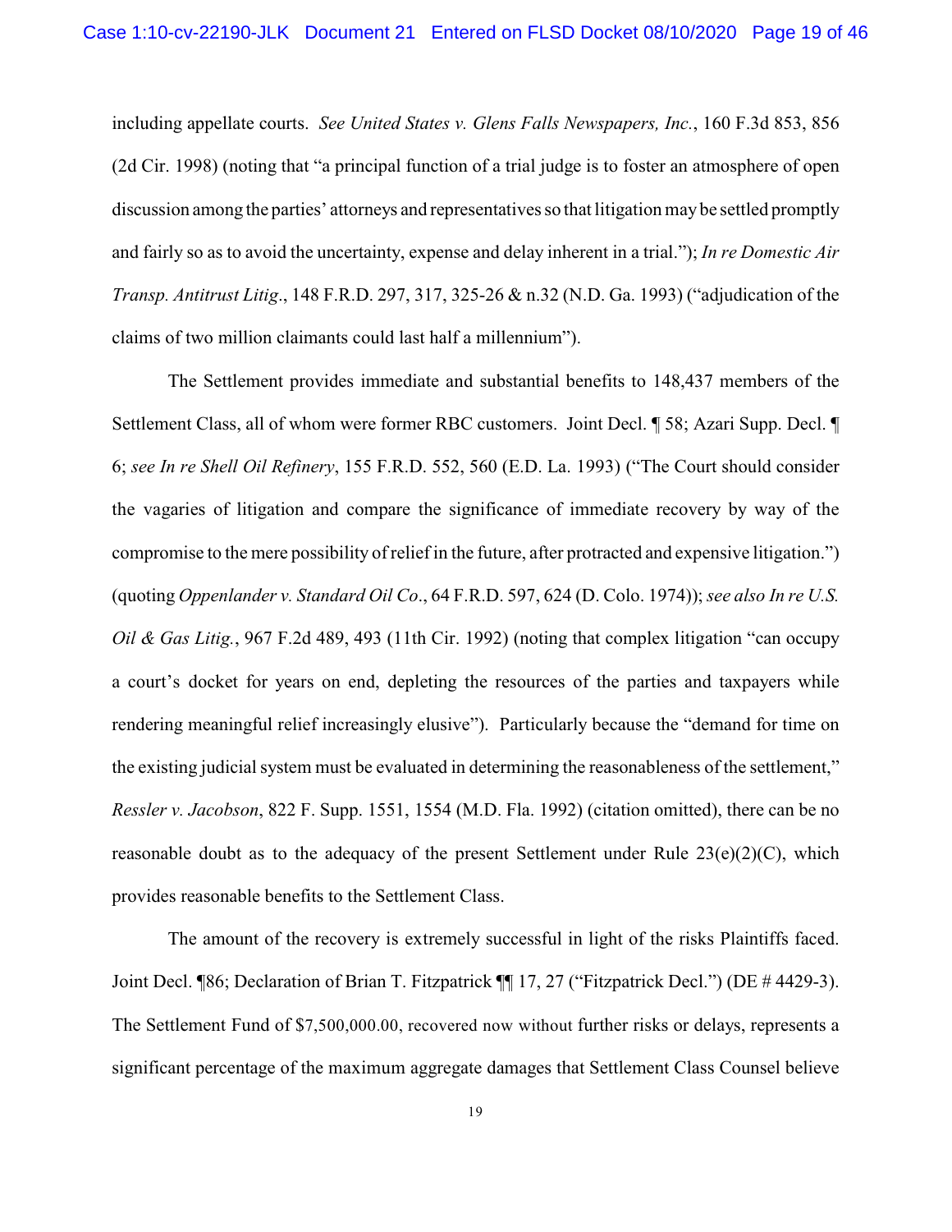including appellate courts. *See United States v. Glens Falls Newspapers, Inc.*, 160 F.3d 853, 856 (2d Cir. 1998) (noting that "a principal function of a trial judge is to foster an atmosphere of open discussion among the parties' attorneys and representatives so that litigation may be settled promptly and fairly so as to avoid the uncertainty, expense and delay inherent in a trial."); *In re Domestic Air Transp. Antitrust Litig*., 148 F.R.D. 297, 317, 325-26 & n.32 (N.D. Ga. 1993) ("adjudication of the claims of two million claimants could last half a millennium").

The Settlement provides immediate and substantial benefits to 148,437 members of the Settlement Class, all of whom were former RBC customers. Joint Decl. ¶ 58; Azari Supp. Decl. ¶ 6; *see In re Shell Oil Refinery*, 155 F.R.D. 552, 560 (E.D. La. 1993) ("The Court should consider the vagaries of litigation and compare the significance of immediate recovery by way of the compromise to the mere possibility of relief in the future, after protracted and expensive litigation.") (quoting *Oppenlander v. Standard Oil Co*., 64 F.R.D. 597, 624 (D. Colo. 1974)); *see also In re U.S. Oil & Gas Litig.*, 967 F.2d 489, 493 (11th Cir. 1992) (noting that complex litigation "can occupy a court's docket for years on end, depleting the resources of the parties and taxpayers while rendering meaningful relief increasingly elusive"). Particularly because the "demand for time on the existing judicial system must be evaluated in determining the reasonableness of the settlement," *Ressler v. Jacobson*, 822 F. Supp. 1551, 1554 (M.D. Fla. 1992) (citation omitted), there can be no reasonable doubt as to the adequacy of the present Settlement under Rule 23(e)(2)(C), which provides reasonable benefits to the Settlement Class.

The amount of the recovery is extremely successful in light of the risks Plaintiffs faced. Joint Decl. ¶86; Declaration of Brian T. Fitzpatrick ¶¶ 17, 27 ("Fitzpatrick Decl.") (DE # 4429-3). The Settlement Fund of $7,500,000.00, recovered now without further risks or delays, represents a significant percentage of the maximum aggregate damages that Settlement Class Counsel believe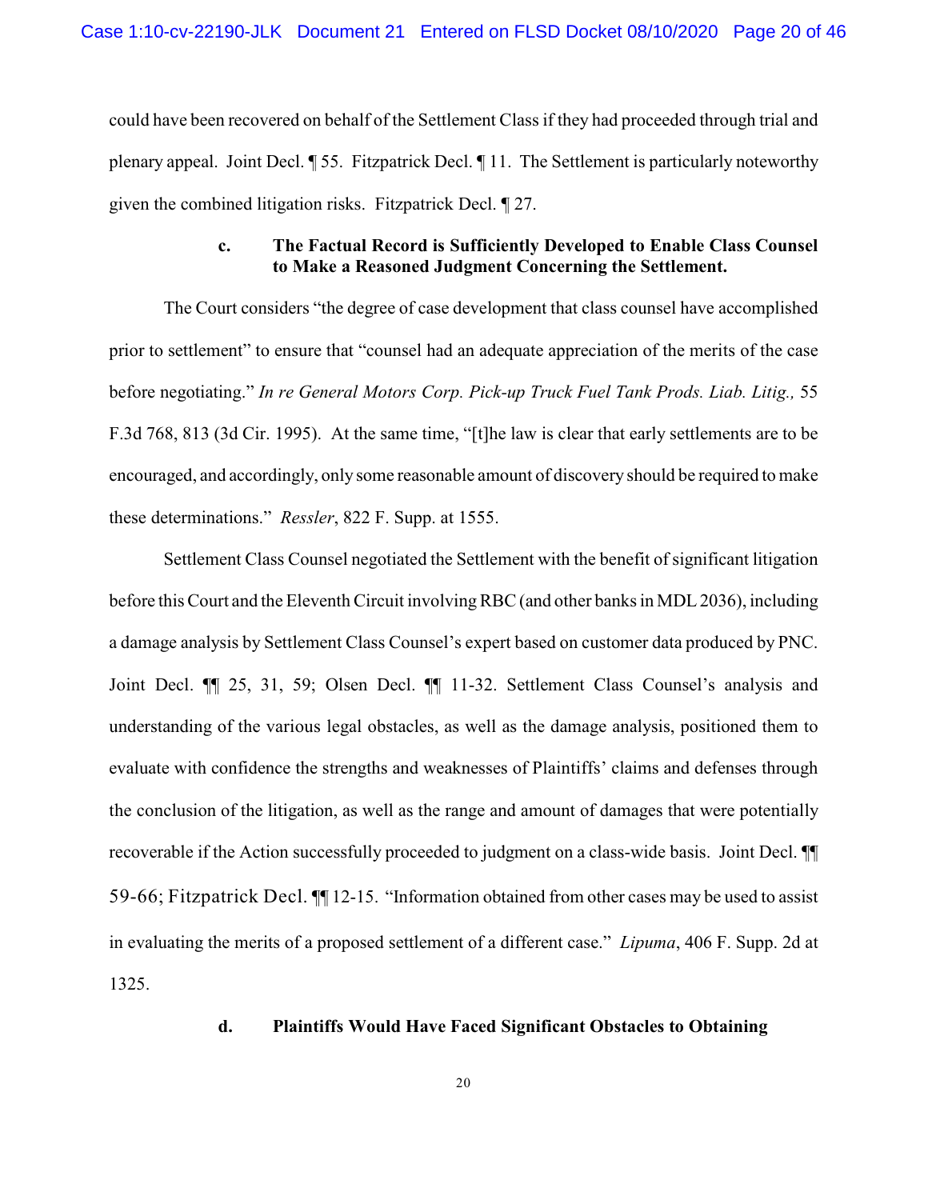could have been recovered on behalf of the Settlement Class if they had proceeded through trial and plenary appeal. Joint Decl. ¶ 55. Fitzpatrick Decl. ¶ 11. The Settlement is particularly noteworthy given the combined litigation risks. Fitzpatrick Decl. ¶ 27.

#### c. The Factual Record is Sufficiently Developed to Enable Class Counsel to Make a Reasoned Judgment Concerning the Settlement.

The Court considers "the degree of case development that class counsel have accomplished prior to settlement" to ensure that "counsel had an adequate appreciation of the merits of the case before negotiating." *In re General Motors Corp. Pick-up Truck Fuel Tank Prods. Liab. Litig.,* 55 F.3d 768, 813 (3d Cir. 1995). At the same time, "[t]he law is clear that early settlements are to be encouraged, and accordingly, only some reasonable amount of discovery should be required to make these determinations." *Ressler*, 822 F. Supp. at 1555.

Settlement Class Counsel negotiated the Settlement with the benefit of significant litigation before this Court and the Eleventh Circuit involving RBC (and other banks in MDL 2036), including a damage analysis by Settlement Class Counsel's expert based on customer data produced by PNC. Joint Decl. ¶¶ 25, 31, 59; Olsen Decl. ¶¶ 11-32. Settlement Class Counsel's analysis and understanding of the various legal obstacles, as well as the damage analysis, positioned them to evaluate with confidence the strengths and weaknesses of Plaintiffs' claims and defenses through the conclusion of the litigation, as well as the range and amount of damages that were potentially recoverable if the Action successfully proceeded to judgment on a class-wide basis. Joint Decl. ¶¶ 59-66; Fitzpatrick Decl. ¶¶ 12-15. "Information obtained from other cases may be used to assist in evaluating the merits of a proposed settlement of a different case." *Lipuma*, 406 F. Supp. 2d at 1325.

#### d. Plaintiffs Would Have Faced Significant Obstacles to Obtaining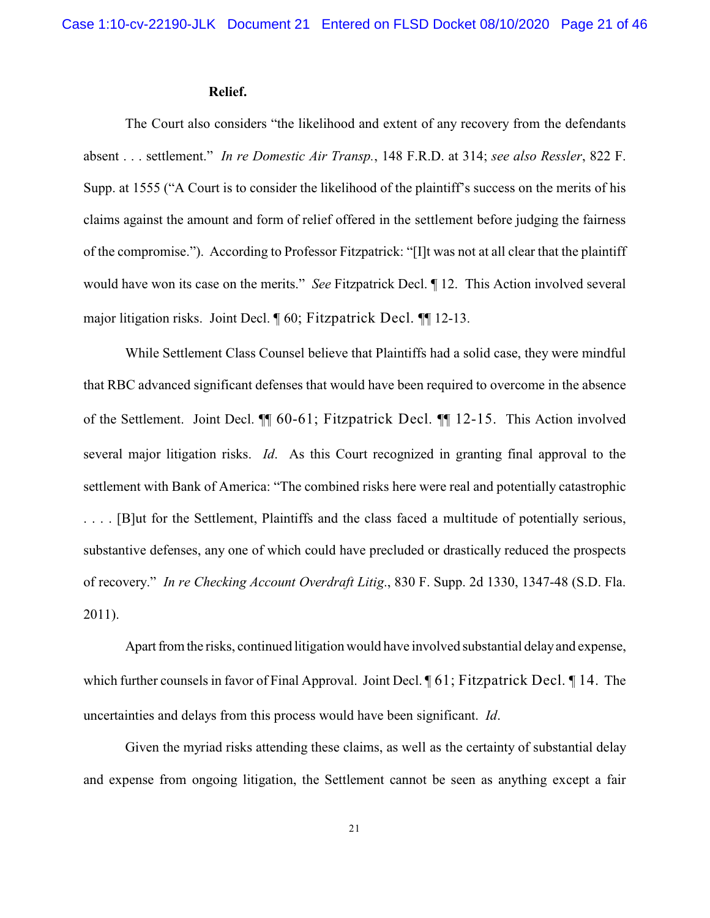**Relief.**

The Court also considers "the likelihood and extent of any recovery from the defendants absent . . . settlement." *In re Domestic Air Transp.*, 148 F.R.D. at 314; *see also Ressler*, 822 F. Supp. at 1555 ("A Court is to consider the likelihood of the plaintiff's success on the merits of his claims against the amount and form of relief offered in the settlement before judging the fairness of the compromise."). According to Professor Fitzpatrick: "[I]t was not at all clear that the plaintiff would have won its case on the merits." *See* Fitzpatrick Decl. ¶ 12. This Action involved several major litigation risks. Joint Decl. ¶ 60; Fitzpatrick Decl. ¶¶ 12-13.

While Settlement Class Counsel believe that Plaintiffs had a solid case, they were mindful that RBC advanced significant defenses that would have been required to overcome in the absence of the Settlement. Joint Decl. ¶¶ 60-61; Fitzpatrick Decl. ¶¶ 12-15. This Action involved several major litigation risks. *Id*. As this Court recognized in granting final approval to the settlement with Bank of America: "The combined risks here were real and potentially catastrophic . . . . [B]ut for the Settlement, Plaintiffs and the class faced a multitude of potentially serious, substantive defenses, any one of which could have precluded or drastically reduced the prospects of recovery." *In re Checking Account Overdraft Litig*., 830 F. Supp. 2d 1330, 1347-48 (S.D. Fla. 2011).

Apart from the risks, continued litigation would have involved substantial delay and expense, which further counsels in favor of Final Approval. Joint Decl. ¶ 61; Fitzpatrick Decl. ¶ 14. The uncertainties and delays from this process would have been significant. *Id*.

Given the myriad risks attending these claims, as well as the certainty of substantial delay and expense from ongoing litigation, the Settlement cannot be seen as anything except a fair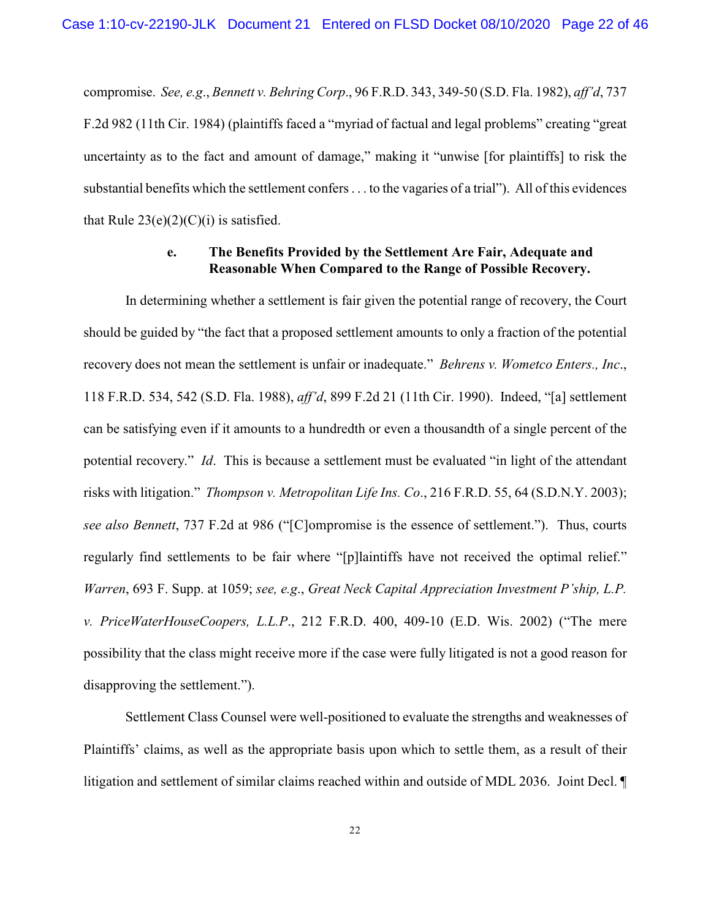compromise. *See, e.g.*, *Bennett v. Behring Corp*., 96 F.R.D. 343, 349-50 (S.D. Fla. 1982), *aff'd*, 737 F.2d 982 (11th Cir. 1984) (plaintiffs faced a "myriad of factual and legal problems" creating "great uncertainty as to the fact and amount of damage," making it "unwise [for plaintiffs] to risk the substantial benefits which the settlement confers . . . to the vagaries of a trial"). All of this evidences that Rule 23(e)(2)(C)(i) is satisfied.

**e. The Benefits Provided by the Settlement Are Fair, Adequate and Reasonable When Compared to the Range of Possible Recovery.**

In determining whether a settlement is fair given the potential range of recovery, the Court should be guided by "the fact that a proposed settlement amounts to only a fraction of the potential recovery does not mean the settlement is unfair or inadequate." *Behrens v. Wometco Enters., Inc*., 118 F.R.D. 534, 542 (S.D. Fla. 1988), *aff'd*, 899 F.2d 21 (11th Cir. 1990). Indeed, "[a] settlement can be satisfying even if it amounts to a hundredth or even a thousandth of a single percent of the potential recovery." *Id*. This is because a settlement must be evaluated "in light of the attendant risks with litigation." *Thompson v. Metropolitan Life Ins. Co*., 216 F.R.D. 55, 64 (S.D.N.Y. 2003); *see also Bennett*, 737 F.2d at 986 ("[C]ompromise is the essence of settlement."). Thus, courts regularly find settlements to be fair where "[p]laintiffs have not received the optimal relief." *Warren*, 693 F. Supp. at 1059; *see, e.g.*, *Great Neck Capital Appreciation Investment P'ship, L.P. v. PriceWaterHouseCoopers, L.L.P*., 212 F.R.D. 400, 409-10 (E.D. Wis. 2002) ("The mere possibility that the class might receive more if the case were fully litigated is not a good reason for disapproving the settlement.").

Settlement Class Counsel were well-positioned to evaluate the strengths and weaknesses of Plaintiffs' claims, as well as the appropriate basis upon which to settle them, as a result of their litigation and settlement of similar claims reached within and outside of MDL 2036. Joint Decl. ¶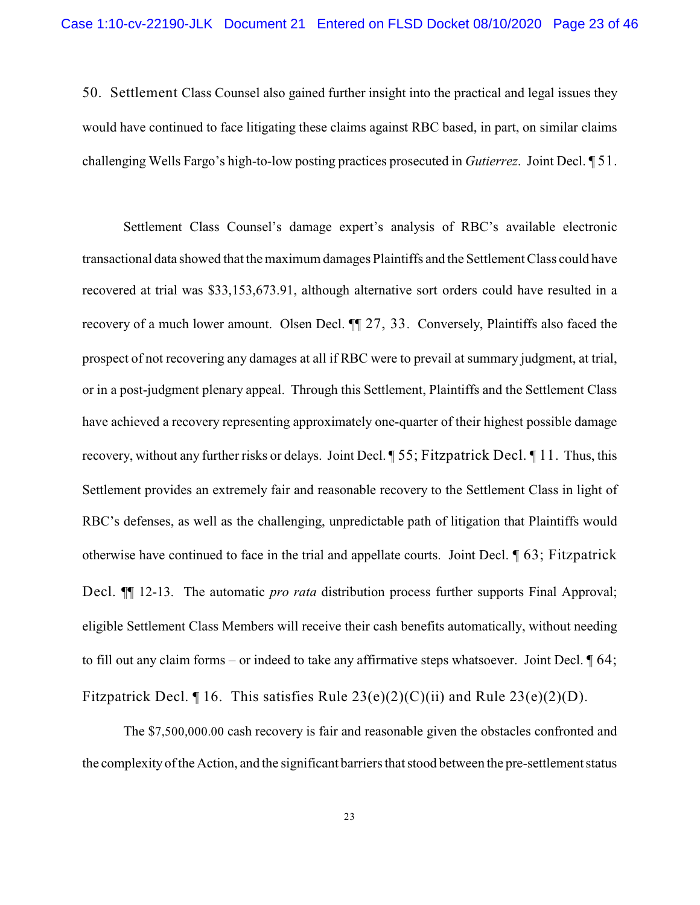50. Settlement Class Counsel also gained further insight into the practical and legal issues they would have continued to face litigating these claims against RBC based, in part, on similar claims challenging Wells Fargo's high-to-low posting practices prosecuted in *Gutierrez*. Joint Decl. ¶ 51.

Settlement Class Counsel's damage expert's analysis of RBC's available electronic transactional data showed that the maximum damages Plaintiffs and the Settlement Class could have recovered at trial was $33,153,673.91, although alternative sort orders could have resulted in a recovery of a much lower amount. Olsen Decl. ¶¶ 27, 33. Conversely, Plaintiffs also faced the prospect of not recovering any damages at all if RBC were to prevail at summary judgment, at trial, or in a post-judgment plenary appeal. Through this Settlement, Plaintiffs and the Settlement Class have achieved a recovery representing approximately one-quarter of their highest possible damage recovery, without any further risks or delays. Joint Decl. ¶ 55; Fitzpatrick Decl. ¶ 11. Thus, this Settlement provides an extremely fair and reasonable recovery to the Settlement Class in light of RBC's defenses, as well as the challenging, unpredictable path of litigation that Plaintiffs would otherwise have continued to face in the trial and appellate courts. Joint Decl. ¶ 63; Fitzpatrick Decl. ¶¶ 12-13. The automatic *pro rata* distribution process further supports Final Approval; eligible Settlement Class Members will receive their cash benefits automatically, without needing to fill out any claim forms – or indeed to take any affirmative steps whatsoever. Joint Decl. ¶ 64; Fitzpatrick Decl. ¶ 16. This satisfies Rule 23(e)(2)(C)(ii) and Rule 23(e)(2)(D).

The $7,500,000.00 cash recovery is fair and reasonable given the obstacles confronted and the complexity of the Action, and the significant barriers that stood between the pre-settlement status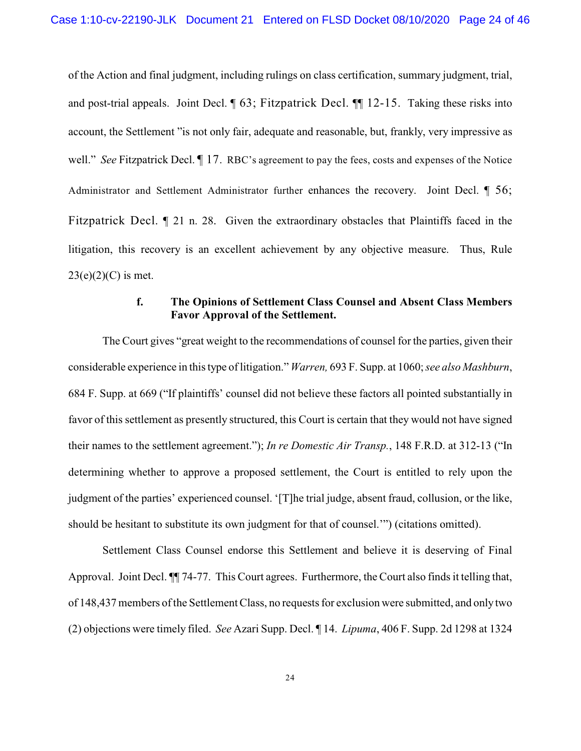of the Action and final judgment, including rulings on class certification, summary judgment, trial, and post-trial appeals. Joint Decl. ¶ 63; Fitzpatrick Decl. ¶¶ 12-15. Taking these risks into account, the Settlement "is not only fair, adequate and reasonable, but, frankly, very impressive as well." *See* Fitzpatrick Decl. ¶ 17. RBC's agreement to pay the fees, costs and expenses of the Notice Administrator and Settlement Administrator further enhances the recovery. Joint Decl. ¶ 56; Fitzpatrick Decl. ¶ 21 n. 28. Given the extraordinary obstacles that Plaintiffs faced in the litigation, this recovery is an excellent achievement by any objective measure. Thus, Rule 23(e)(2)(C) is met.

**f. The Opinions of Settlement Class Counsel and Absent Class Members Favor Approval of the Settlement.**

The Court gives "great weight to the recommendations of counsel for the parties, given their considerable experience in this type of litigation." *Warren,* 693 F. Supp. at 1060; *see also Mashburn*, 684 F. Supp. at 669 ("If plaintiffs' counsel did not believe these factors all pointed substantially in favor of this settlement as presently structured, this Court is certain that they would not have signed their names to the settlement agreement."); *In re Domestic Air Transp.*, 148 F.R.D. at 312-13 ("In determining whether to approve a proposed settlement, the Court is entitled to rely upon the judgment of the parties' experienced counsel. '[T]he trial judge, absent fraud, collusion, or the like, should be hesitant to substitute its own judgment for that of counsel.'") (citations omitted).

Settlement Class Counsel endorse this Settlement and believe it is deserving of Final Approval. Joint Decl. ¶¶ 74-77. This Court agrees. Furthermore, the Court also finds it telling that, of 148,437 members of the Settlement Class, no requests for exclusion were submitted, and only two (2) objections were timely filed. *See* Azari Supp. Decl. ¶ 14. *Lipuma*, 406 F. Supp. 2d 1298 at 1324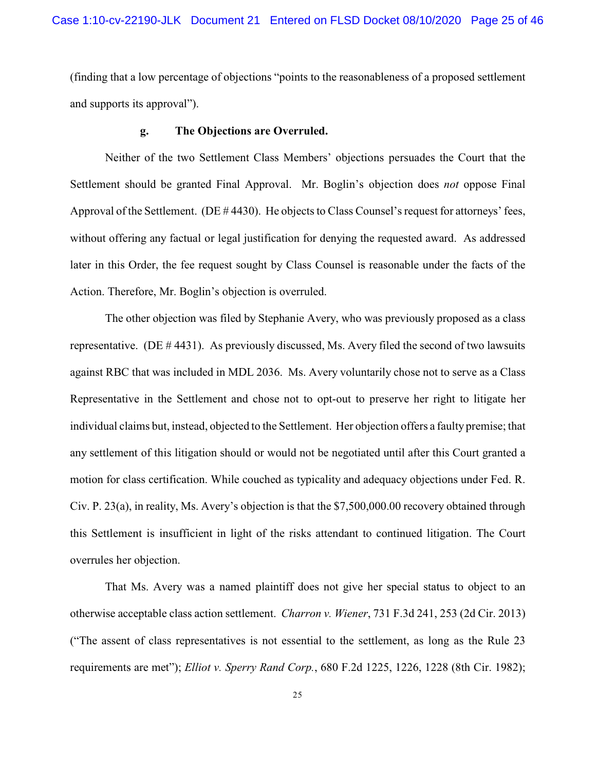(finding that a low percentage of objections "points to the reasonableness of a proposed settlement and supports its approval").

#### g. The Objections are Overruled.

Neither of the two Settlement Class Members' objections persuades the Court that the Settlement should be granted Final Approval. Mr. Boglin's objection does *not* oppose Final Approval of the Settlement. (DE # 4430). He objects to Class Counsel's request for attorneys' fees, without offering any factual or legal justification for denying the requested award. As addressed later in this Order, the fee request sought by Class Counsel is reasonable under the facts of the Action. Therefore, Mr. Boglin's objection is overruled.

The other objection was filed by Stephanie Avery, who was previously proposed as a class representative. (DE # 4431). As previously discussed, Ms. Avery filed the second of two lawsuits against RBC that was included in MDL 2036. Ms. Avery voluntarily chose not to serve as a Class Representative in the Settlement and chose not to opt-out to preserve her right to litigate her individual claims but, instead, objected to the Settlement. Her objection offers a faulty premise; that any settlement of this litigation should or would not be negotiated until after this Court granted a motion for class certification. While couched as typicality and adequacy objections under Fed. R. Civ. P. 23(a), in reality, Ms. Avery's objection is that the $7,500,000.00 recovery obtained through this Settlement is insufficient in light of the risks attendant to continued litigation. The Court overrules her objection.

That Ms. Avery was a named plaintiff does not give her special status to object to an otherwise acceptable class action settlement. *Charron v. Wiener*, 731 F.3d 241, 253 (2d Cir. 2013) ("The assent of class representatives is not essential to the settlement, as long as the Rule 23 requirements are met"); *Elliot v. Sperry Rand Corp.*, 680 F.2d 1225, 1226, 1228 (8th Cir. 1982);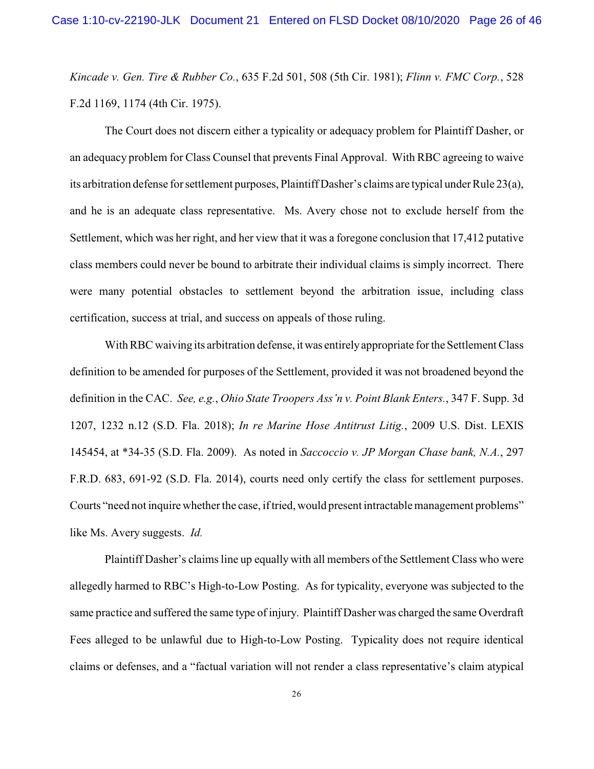*Kincade v. Gen. Tire & Rubber Co.*, 635 F.2d 501, 508 (5th Cir. 1981); *Flinn v. FMC Corp.*, 528 F.2d 1169, 1174 (4th Cir. 1975).

The Court does not discern either a typicality or adequacy problem for Plaintiff Dasher, or an adequacy problem for Class Counsel that prevents Final Approval. With RBC agreeing to waive its arbitration defense for settlement purposes, Plaintiff Dasher's claims are typical under Rule 23(a), and he is an adequate class representative. Ms. Avery chose not to exclude herself from the Settlement, which was her right, and her view that it was a foregone conclusion that 17,412 putative class members could never be bound to arbitrate their individual claims is simply incorrect. There were many potential obstacles to settlement beyond the arbitration issue, including class certification, success at trial, and success on appeals of those ruling.

With RBC waiving its arbitration defense, it was entirely appropriate for the Settlement Class definition to be amended for purposes of the Settlement, provided it was not broadened beyond the definition in the CAC. *See, e.g.*, *Ohio State Troopers Ass'n v. Point Blank Enters.*, 347 F. Supp. 3d 1207, 1232 n.12 (S.D. Fla. 2018); *In re Marine Hose Antitrust Litig.*, 2009 U.S. Dist. LEXIS 145454, at *34-35 (S.D. Fla. 2009). As noted in *Saccoccio v. JP Morgan Chase bank, N.A.*, 297 F.R.D. 683, 691-92 (S.D. Fla. 2014), courts need only certify the class for settlement purposes. Courts "need not inquire whether the case, if tried, would present intractable management problems" like Ms. Avery suggests. *Id.*

Plaintiff Dasher's claims line up equally with all members of the Settlement Class who were allegedly harmed to RBC's High-to-Low Posting. As for typicality, everyone was subjected to the same practice and suffered the same type of injury. Plaintiff Dasher was charged the same Overdraft Fees alleged to be unlawful due to High-to-Low Posting. Typicality does not require identical claims or defenses, and a "factual variation will not render a class representative's claim atypical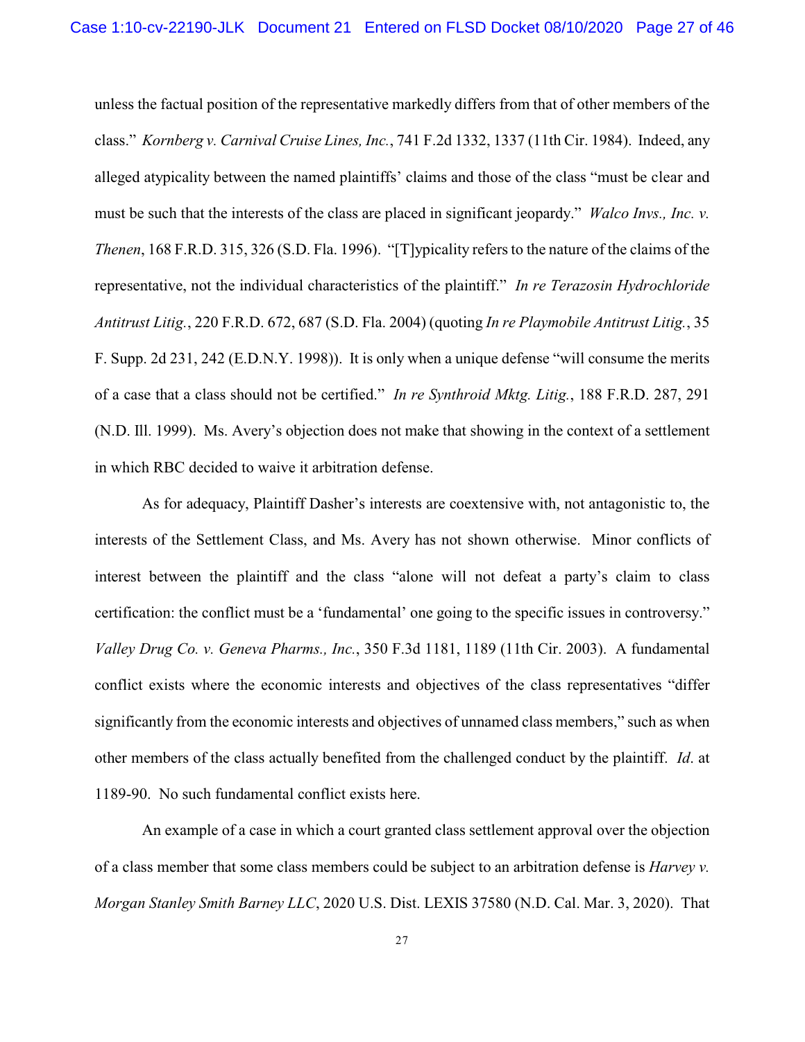unless the factual position of the representative markedly differs from that of other members of the class." *Kornberg v. Carnival Cruise Lines, Inc.*, 741 F.2d 1332, 1337 (11th Cir. 1984). Indeed, any alleged atypicality between the named plaintiffs' claims and those of the class "must be clear and must be such that the interests of the class are placed in significant jeopardy." *Walco Invs., Inc. v. Thenen*, 168 F.R.D. 315, 326 (S.D. Fla. 1996). "[T]ypicality refers to the nature of the claims of the representative, not the individual characteristics of the plaintiff." *In re Terazosin Hydrochloride Antitrust Litig.*, 220 F.R.D. 672, 687 (S.D. Fla. 2004) (quoting *In re Playmobile Antitrust Litig.*, 35 F. Supp. 2d 231, 242 (E.D.N.Y. 1998)). It is only when a unique defense "will consume the merits of a case that a class should not be certified." *In re Synthroid Mktg. Litig.*, 188 F.R.D. 287, 291 (N.D. Ill. 1999). Ms. Avery's objection does not make that showing in the context of a settlement in which RBC decided to waive it arbitration defense.

As for adequacy, Plaintiff Dasher's interests are coextensive with, not antagonistic to, the interests of the Settlement Class, and Ms. Avery has not shown otherwise. Minor conflicts of interest between the plaintiff and the class "alone will not defeat a party's claim to class certification: the conflict must be a 'fundamental' one going to the specific issues in controversy." *Valley Drug Co. v. Geneva Pharms., Inc.*, 350 F.3d 1181, 1189 (11th Cir. 2003). A fundamental conflict exists where the economic interests and objectives of the class representatives "differ significantly from the economic interests and objectives of unnamed class members," such as when other members of the class actually benefited from the challenged conduct by the plaintiff. *Id*. at 1189-90. No such fundamental conflict exists here.

An example of a case in which a court granted class settlement approval over the objection of a class member that some class members could be subject to an arbitration defense is *Harvey v. Morgan Stanley Smith Barney LLC*, 2020 U.S. Dist. LEXIS 37580 (N.D. Cal. Mar. 3, 2020). That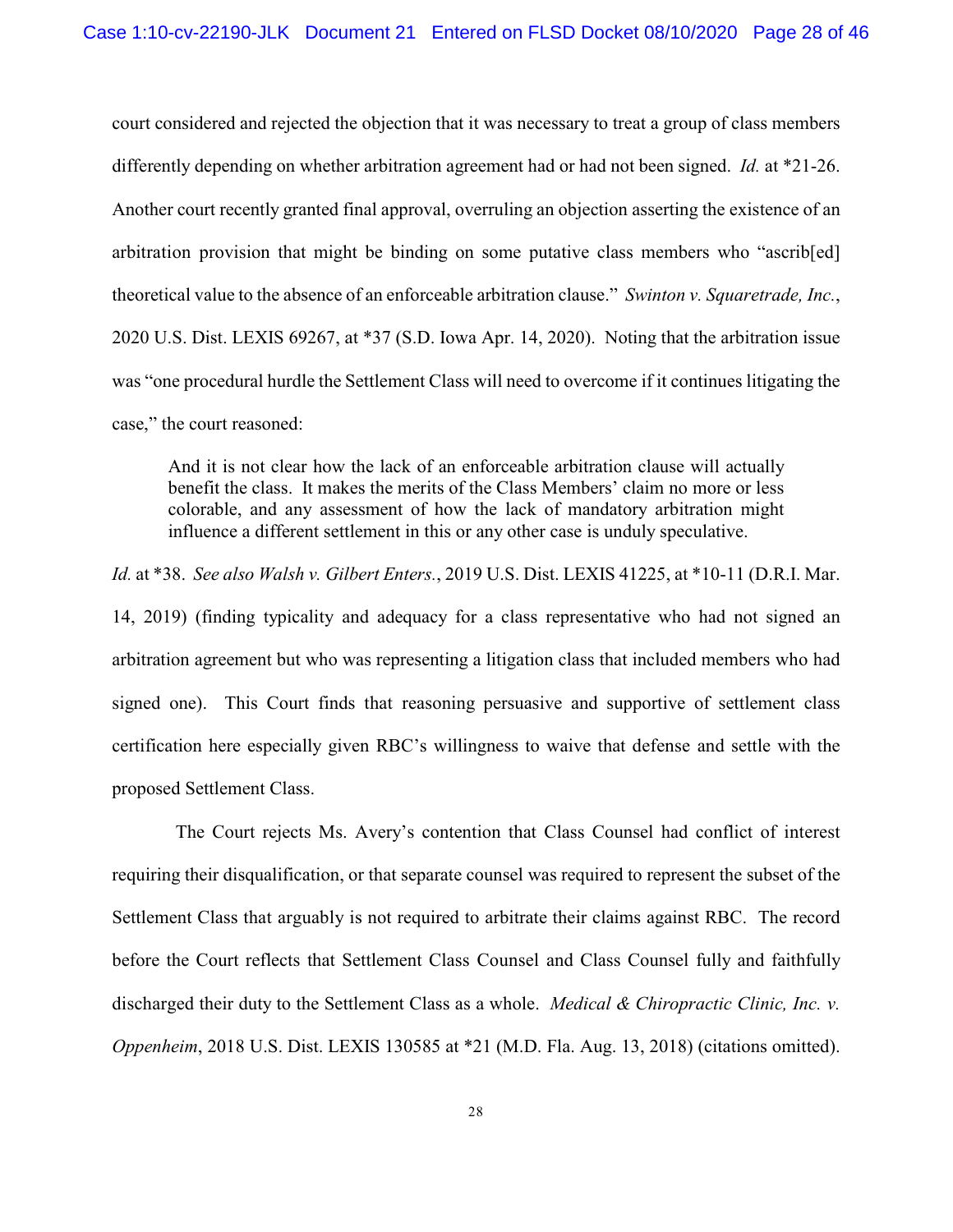court considered and rejected the objection that it was necessary to treat a group of class members differently depending on whether arbitration agreement had or had not been signed. *Id.* at *21-26. Another court recently granted final approval, overruling an objection asserting the existence of an arbitration provision that might be binding on some putative class members who "ascrib[ed] theoretical value to the absence of an enforceable arbitration clause." *Swinton v. Squaretrade, Inc.*, 2020 U.S. Dist. LEXIS 69267, at *37 (S.D. Iowa Apr. 14, 2020). Noting that the arbitration issue was "one procedural hurdle the Settlement Class will need to overcome if it continues litigating the case," the court reasoned:

> And it is not clear how the lack of an enforceable arbitration clause will actually benefit the class. It makes the merits of the Class Members' claim no more or less colorable, and any assessment of how the lack of mandatory arbitration might influence a different settlement in this or any other case is unduly speculative.

*Id.* at *38. *See also Walsh v. Gilbert Enters.*, 2019 U.S. Dist. LEXIS 41225, at *10-11 (D.R.I. Mar. 14, 2019) (finding typicality and adequacy for a class representative who had not signed an arbitration agreement but who was representing a litigation class that included members who had signed one). This Court finds that reasoning persuasive and supportive of settlement class certification here especially given RBC's willingness to waive that defense and settle with the proposed Settlement Class.

The Court rejects Ms. Avery's contention that Class Counsel had conflict of interest requiring their disqualification, or that separate counsel was required to represent the subset of the Settlement Class that arguably is not required to arbitrate their claims against RBC. The record before the Court reflects that Settlement Class Counsel and Class Counsel fully and faithfully discharged their duty to the Settlement Class as a whole. *Medical & Chiropractic Clinic, Inc. v. Oppenheim*, 2018 U.S. Dist. LEXIS 130585 at *21 (M.D. Fla. Aug. 13, 2018) (citations omitted).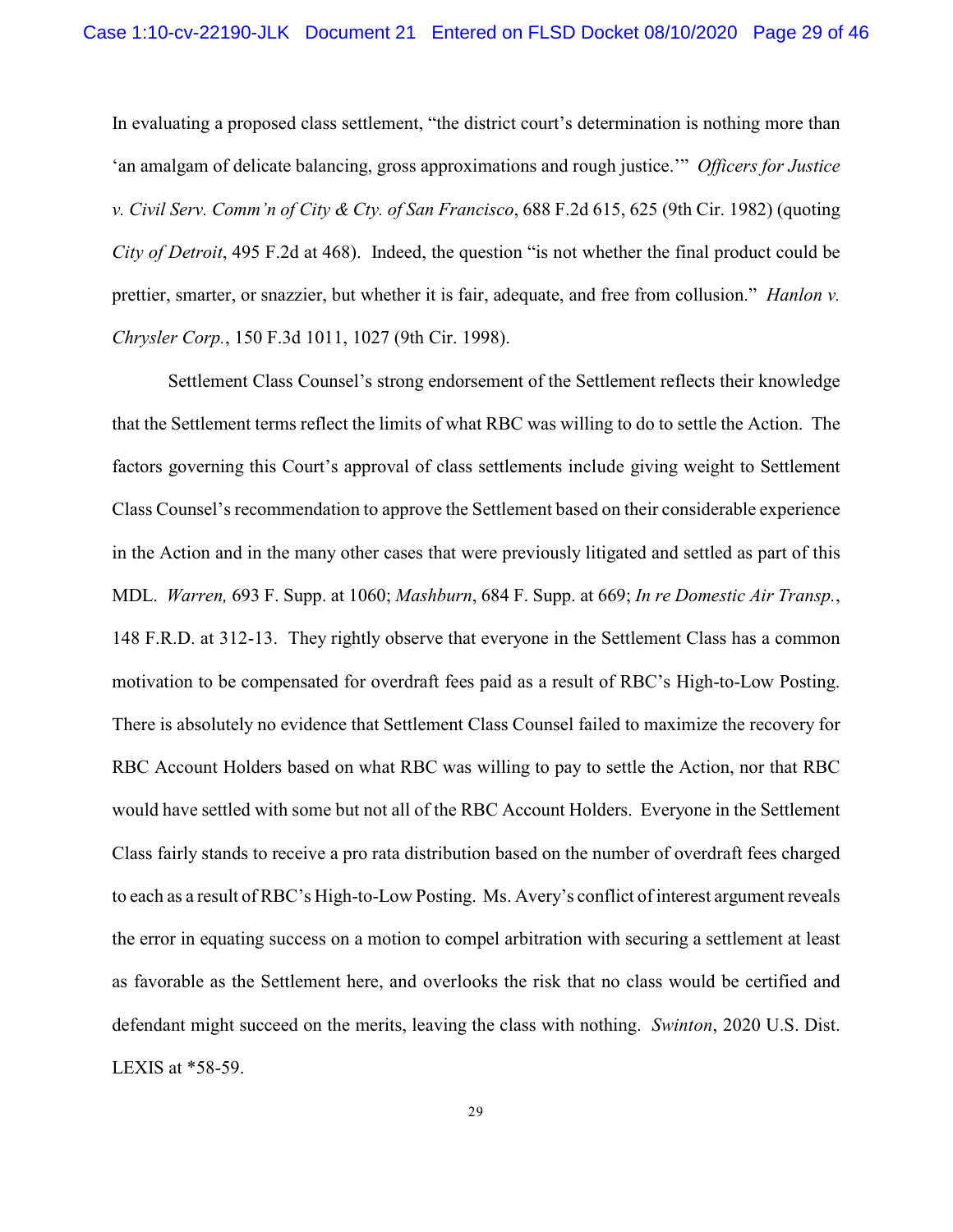In evaluating a proposed class settlement, "the district court's determination is nothing more than 'an amalgam of delicate balancing, gross approximations and rough justice.'" *Officers for Justice v. Civil Serv. Comm'n of City & Cty. of San Francisco*, 688 F.2d 615, 625 (9th Cir. 1982) (quoting *City of Detroit*, 495 F.2d at 468). Indeed, the question "is not whether the final product could be prettier, smarter, or snazzier, but whether it is fair, adequate, and free from collusion." *Hanlon v. Chrysler Corp.*, 150 F.3d 1011, 1027 (9th Cir. 1998).

Settlement Class Counsel's strong endorsement of the Settlement reflects their knowledge that the Settlement terms reflect the limits of what RBC was willing to do to settle the Action. The factors governing this Court's approval of class settlements include giving weight to Settlement Class Counsel's recommendation to approve the Settlement based on their considerable experience in the Action and in the many other cases that were previously litigated and settled as part of this MDL. *Warren,* 693 F. Supp. at 1060; *Mashburn*, 684 F. Supp. at 669; *In re Domestic Air Transp.*, 148 F.R.D. at 312-13. They rightly observe that everyone in the Settlement Class has a common motivation to be compensated for overdraft fees paid as a result of RBC's High-to-Low Posting. There is absolutely no evidence that Settlement Class Counsel failed to maximize the recovery for RBC Account Holders based on what RBC was willing to pay to settle the Action, nor that RBC would have settled with some but not all of the RBC Account Holders. Everyone in the Settlement Class fairly stands to receive a pro rata distribution based on the number of overdraft fees charged to each as a result of RBC's High-to-Low Posting. Ms. Avery's conflict of interest argument reveals the error in equating success on a motion to compel arbitration with securing a settlement at least as favorable as the Settlement here, and overlooks the risk that no class would be certified and defendant might succeed on the merits, leaving the class with nothing. *Swinton*, 2020 U.S. Dist. LEXIS at *58-59.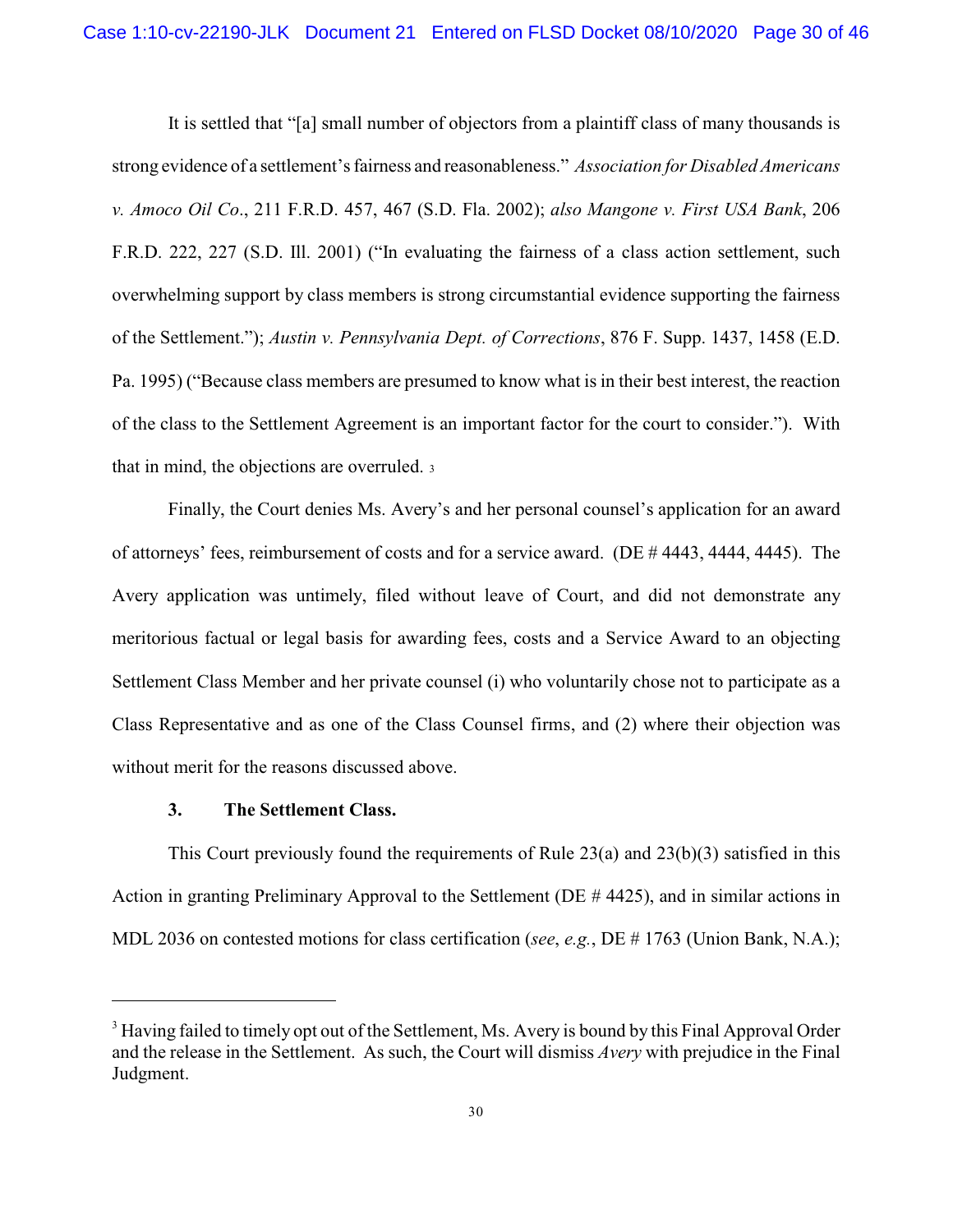It is settled that "[a] small number of objectors from a plaintiff class of many thousands is strong evidence of a settlement's fairness and reasonableness." *Association for Disabled Americans v. Amoco Oil Co.*, 211 F.R.D. 457, 467 (S.D. Fla. 2002); *also Mangone v. First USA Bank*, 206 F.R.D. 222, 227 (S.D. Ill. 2001) ("In evaluating the fairness of a class action settlement, such overwhelming support by class members is strong circumstantial evidence supporting the fairness of the Settlement."); *Austin v. Pennsylvania Dept. of Corrections*, 876 F. Supp. 1437, 1458 (E.D. Pa. 1995) ("Because class members are presumed to know what is in their best interest, the reaction of the class to the Settlement Agreement is an important factor for the court to consider."). With that in mind, the objections are overruled. [3]

Finally, the Court denies Ms. Avery's and her personal counsel's application for an award of attorneys' fees, reimbursement of costs and for a service award. (DE # 4443, 4444, 4445). The Avery application was untimely, filed without leave of Court, and did not demonstrate any meritorious factual or legal basis for awarding fees, costs and a Service Award to an objecting Settlement Class Member and her private counsel (i) who voluntarily chose not to participate as a Class Representative and as one of the Class Counsel firms, and (2) where their objection was without merit for the reasons discussed above.

### 3. The Settlement Class.

This Court previously found the requirements of Rule 23(a) and 23(b)(3) satisfied in this Action in granting Preliminary Approval to the Settlement (DE # 4425), and in similar actions in MDL 2036 on contested motions for class certification (*see*, *e.g.*, DE # 1763 (Union Bank, N.A.);

---

[3] Having failed to timely opt out of the Settlement, Ms. Avery is bound by this Final Approval Order and the release in the Settlement. As such, the Court will dismiss *Avery* with prejudice in the Final Judgment.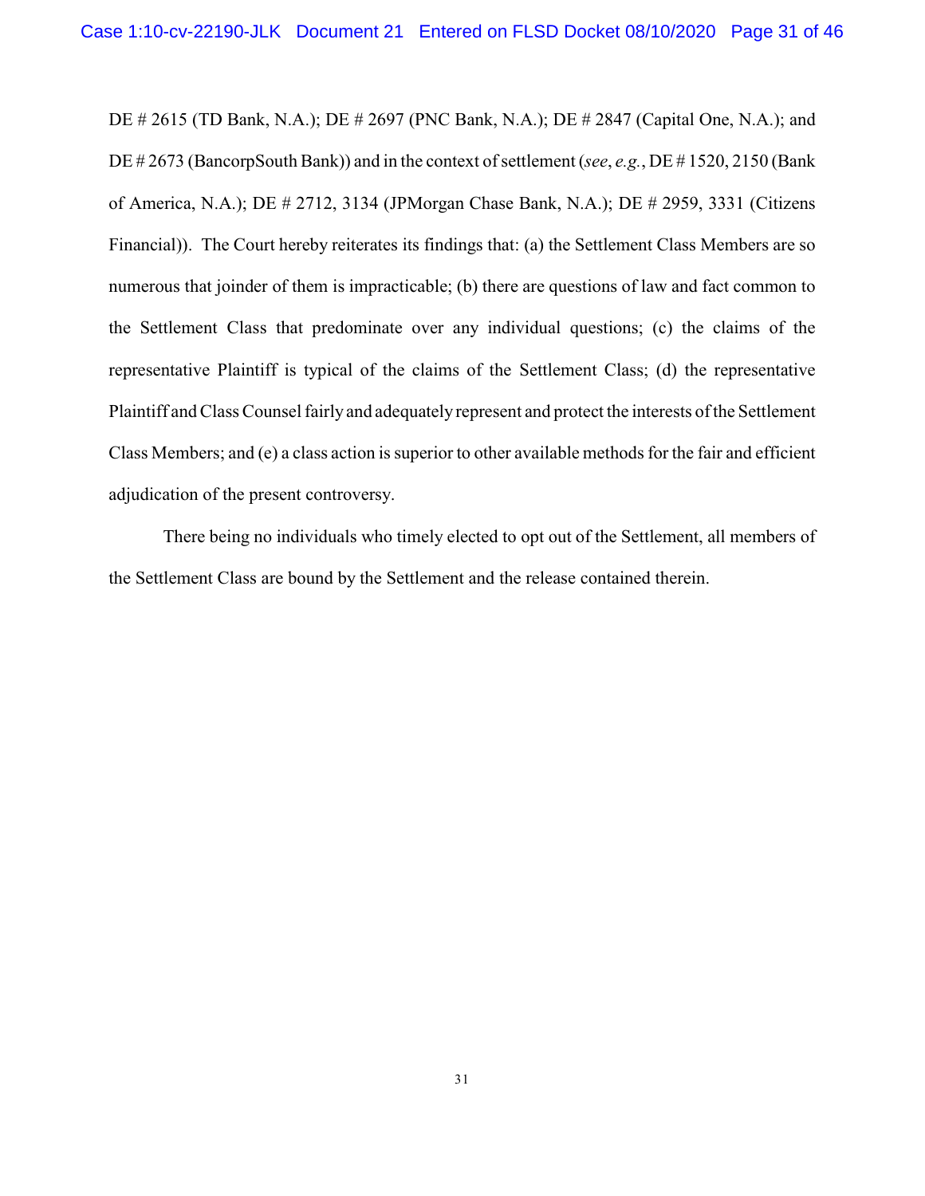DE # 2615 (TD Bank, N.A.); DE # 2697 (PNC Bank, N.A.); DE # 2847 (Capital One, N.A.); and DE # 2673 (BancorpSouth Bank)) and in the context of settlement (*see*, *e.g.*, DE # 1520, 2150 (Bank of America, N.A.); DE # 2712, 3134 (JPMorgan Chase Bank, N.A.); DE # 2959, 3331 (Citizens Financial)). The Court hereby reiterates its findings that: (a) the Settlement Class Members are so numerous that joinder of them is impracticable; (b) there are questions of law and fact common to the Settlement Class that predominate over any individual questions; (c) the claims of the representative Plaintiff is typical of the claims of the Settlement Class; (d) the representative Plaintiff and Class Counsel fairly and adequately represent and protect the interests of the Settlement Class Members; and (e) a class action is superior to other available methods for the fair and efficient adjudication of the present controversy.

There being no individuals who timely elected to opt out of the Settlement, all members of the Settlement Class are bound by the Settlement and the release contained therein.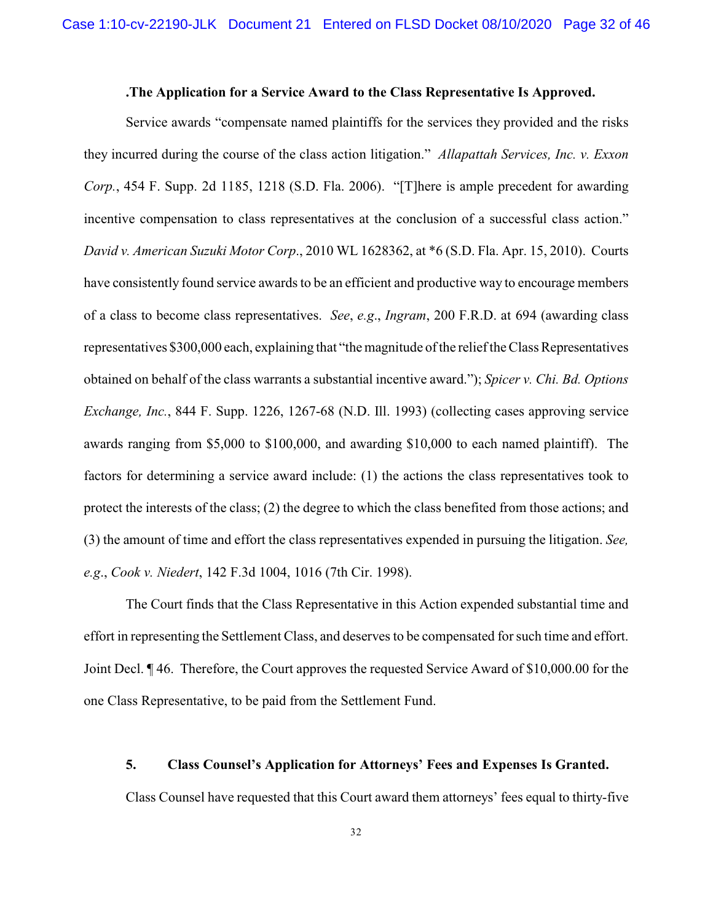### .The Application for a Service Award to the Class Representative Is Approved.

Service awards "compensate named plaintiffs for the services they provided and the risks they incurred during the course of the class action litigation." *Allapattah Services, Inc. v. Exxon Corp.*, 454 F. Supp. 2d 1185, 1218 (S.D. Fla. 2006). "[T]here is ample precedent for awarding incentive compensation to class representatives at the conclusion of a successful class action." *David v. American Suzuki Motor Corp.*, 2010 WL 1628362, at *6 (S.D. Fla. Apr. 15, 2010). Courts have consistently found service awards to be an efficient and productive way to encourage members of a class to become class representatives. *See*, *e.g.*, *Ingram*, 200 F.R.D. at 694 (awarding class representatives $300,000 each, explaining that "the magnitude of the relief the Class Representatives obtained on behalf of the class warrants a substantial incentive award."); *Spicer v. Chi. Bd. Options Exchange, Inc.*, 844 F. Supp. 1226, 1267-68 (N.D. Ill. 1993) (collecting cases approving service awards ranging from $5,000 to $100,000, and awarding $10,000 to each named plaintiff). The factors for determining a service award include: (1) the actions the class representatives took to protect the interests of the class; (2) the degree to which the class benefited from those actions; and (3) the amount of time and effort the class representatives expended in pursuing the litigation. *See, e.g.*, *Cook v. Niedert*, 142 F.3d 1004, 1016 (7th Cir. 1998).

The Court finds that the Class Representative in this Action expended substantial time and effort in representing the Settlement Class, and deserves to be compensated for such time and effort. Joint Decl. ¶ 46. Therefore, the Court approves the requested Service Award of $10,000.00 for the one Class Representative, to be paid from the Settlement Fund.

### 5. Class Counsel's Application for Attorneys' Fees and Expenses Is Granted.

Class Counsel have requested that this Court award them attorneys' fees equal to thirty-five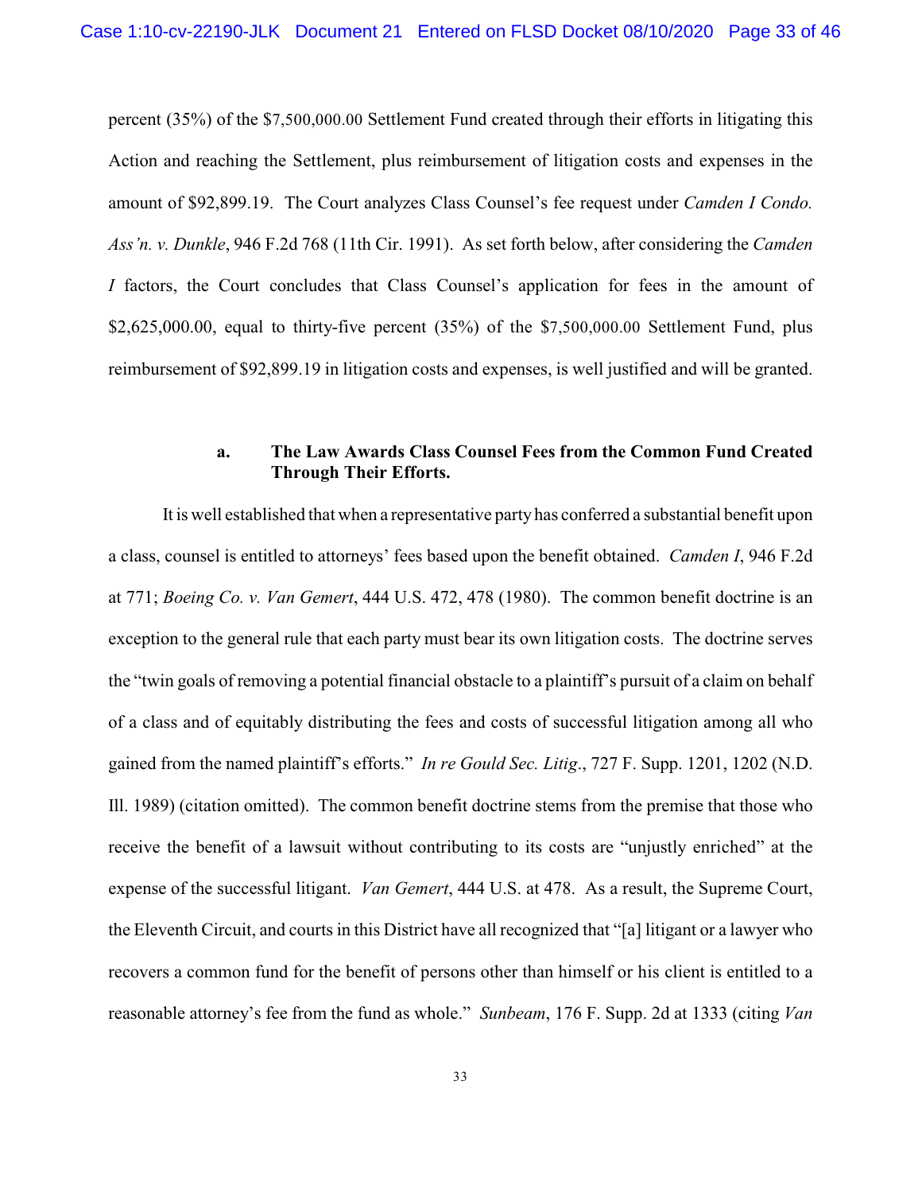percent (35%) of the $7,500,000.00 Settlement Fund created through their efforts in litigating this Action and reaching the Settlement, plus reimbursement of litigation costs and expenses in the amount of $92,899.19. The Court analyzes Class Counsel's fee request under *Camden I Condo. Ass'n. v. Dunkle*, 946 F.2d 768 (11th Cir. 1991). As set forth below, after considering the *Camden I* factors, the Court concludes that Class Counsel's application for fees in the amount of $2,625,000.00, equal to thirty-five percent (35%) of the $7,500,000.00 Settlement Fund, plus reimbursement of $92,899.19 in litigation costs and expenses, is well justified and will be granted.

**a. The Law Awards Class Counsel Fees from the Common Fund Created Through Their Efforts.**

It is well established that when a representative party has conferred a substantial benefit upon a class, counsel is entitled to attorneys' fees based upon the benefit obtained. *Camden I*, 946 F.2d at 771; *Boeing Co. v. Van Gemert*, 444 U.S. 472, 478 (1980). The common benefit doctrine is an exception to the general rule that each party must bear its own litigation costs. The doctrine serves the "twin goals of removing a potential financial obstacle to a plaintiff's pursuit of a claim on behalf of a class and of equitably distributing the fees and costs of successful litigation among all who gained from the named plaintiff's efforts." *In re Gould Sec. Litig*., 727 F. Supp. 1201, 1202 (N.D. Ill. 1989) (citation omitted). The common benefit doctrine stems from the premise that those who receive the benefit of a lawsuit without contributing to its costs are "unjustly enriched" at the expense of the successful litigant. *Van Gemert*, 444 U.S. at 478. As a result, the Supreme Court, the Eleventh Circuit, and courts in this District have all recognized that "[a] litigant or a lawyer who recovers a common fund for the benefit of persons other than himself or his client is entitled to a reasonable attorney's fee from the fund as whole." *Sunbeam*, 176 F. Supp. 2d at 1333 (citing *Van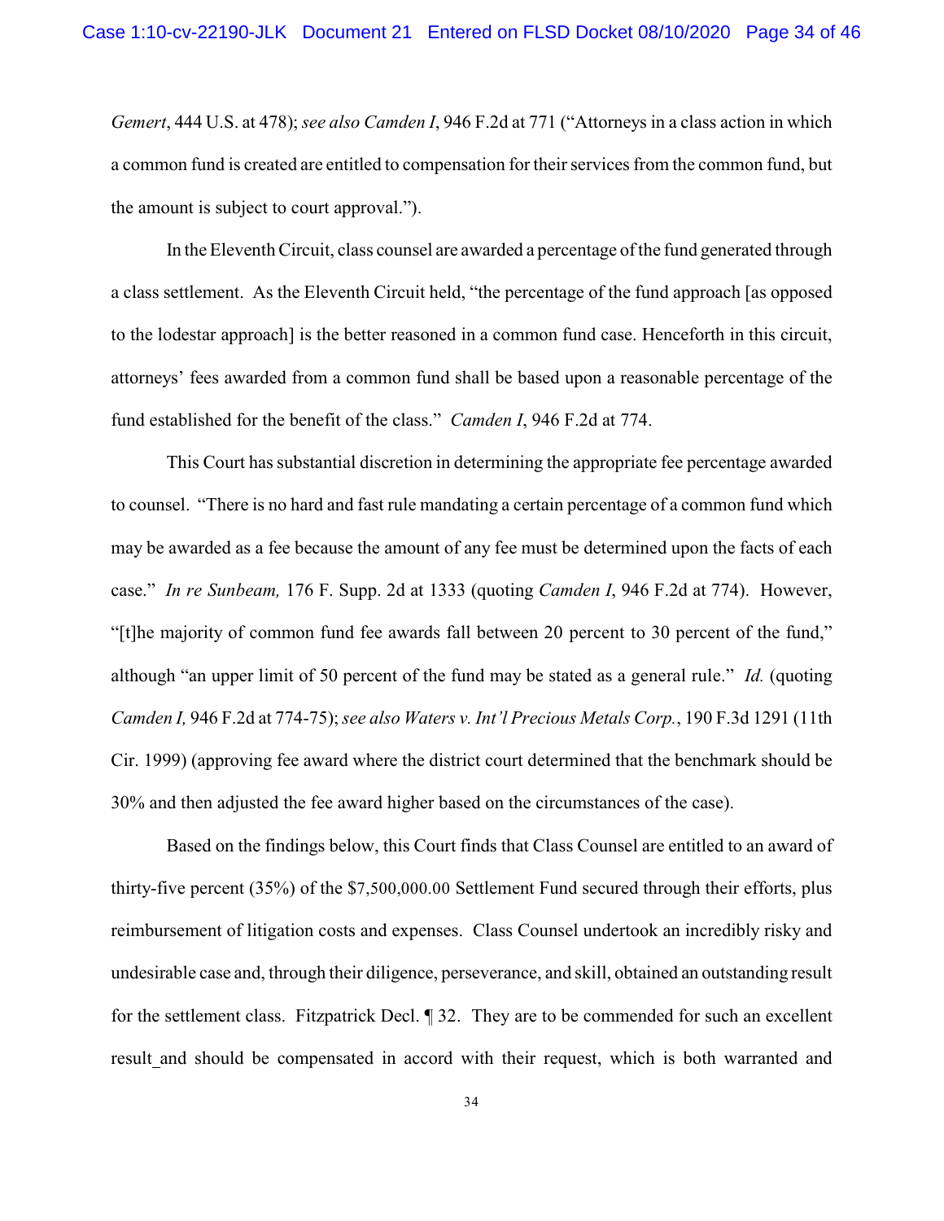*Gemert*, 444 U.S. at 478); *see also Camden I*, 946 F.2d at 771 ("Attorneys in a class action in which a common fund is created are entitled to compensation for their services from the common fund, but the amount is subject to court approval.").

In the Eleventh Circuit, class counsel are awarded a percentage of the fund generated through a class settlement. As the Eleventh Circuit held, "the percentage of the fund approach [as opposed to the lodestar approach] is the better reasoned in a common fund case. Henceforth in this circuit, attorneys' fees awarded from a common fund shall be based upon a reasonable percentage of the fund established for the benefit of the class." *Camden I*, 946 F.2d at 774.

This Court has substantial discretion in determining the appropriate fee percentage awarded to counsel. "There is no hard and fast rule mandating a certain percentage of a common fund which may be awarded as a fee because the amount of any fee must be determined upon the facts of each case." *In re Sunbeam,* 176 F. Supp. 2d at 1333 (quoting *Camden I*, 946 F.2d at 774). However, "[t]he majority of common fund fee awards fall between 20 percent to 30 percent of the fund," although "an upper limit of 50 percent of the fund may be stated as a general rule." *Id.* (quoting *Camden I,* 946 F.2d at 774-75); *see also Waters v. Int'l Precious Metals Corp.*, 190 F.3d 1291 (11th Cir. 1999) (approving fee award where the district court determined that the benchmark should be 30% and then adjusted the fee award higher based on the circumstances of the case).

Based on the findings below, this Court finds that Class Counsel are entitled to an award of thirty-five percent (35%) of the $7,500,000.00 Settlement Fund secured through their efforts, plus reimbursement of litigation costs and expenses. Class Counsel undertook an incredibly risky and undesirable case and, through their diligence, perseverance, and skill, obtained an outstanding result for the settlement class. Fitzpatrick Decl. ¶ 32. They are to be commended for such an excellent result and should be compensated in accord with their request, which is both warranted and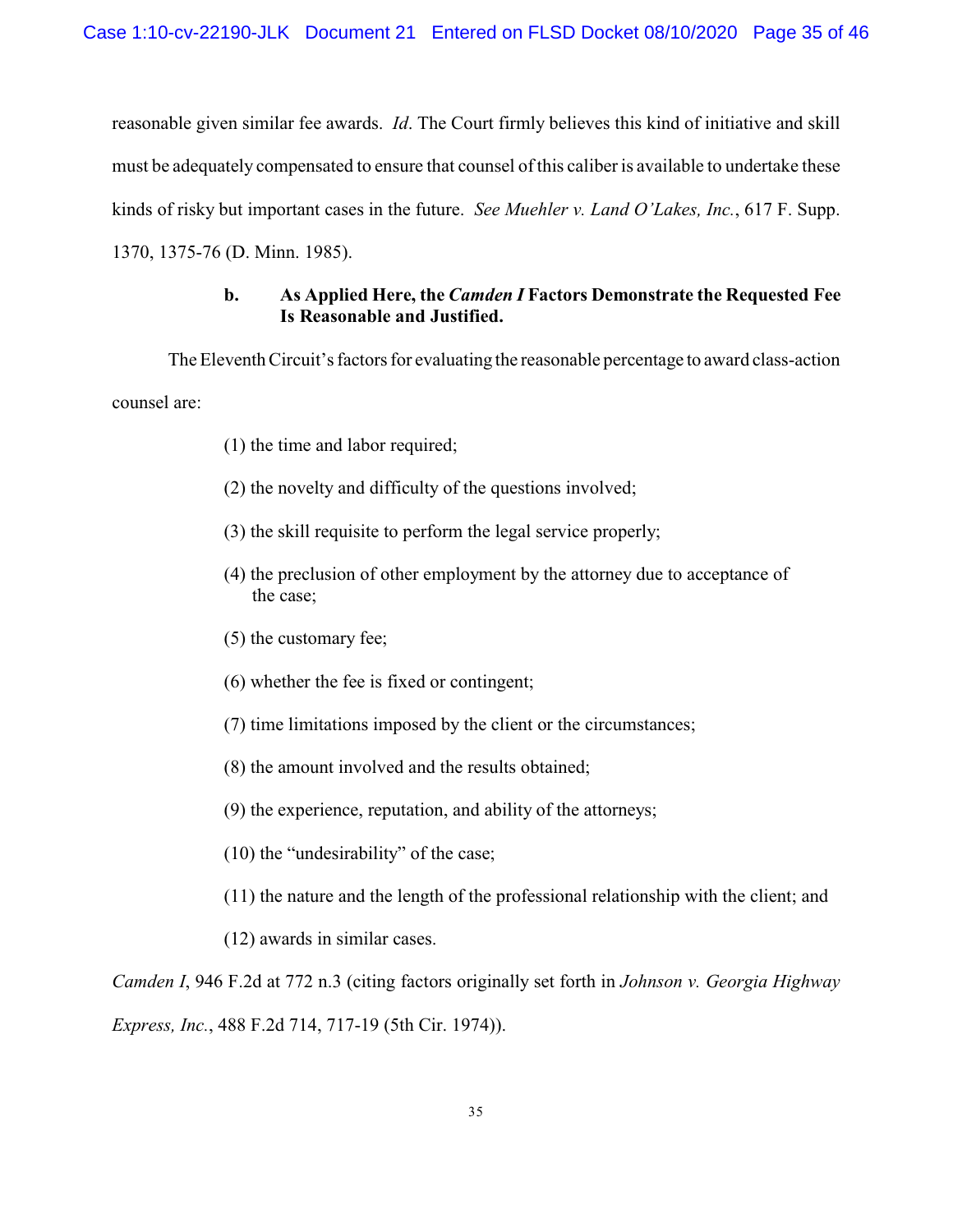reasonable given similar fee awards. *Id*. The Court firmly believes this kind of initiative and skill must be adequately compensated to ensure that counsel of this caliber is available to undertake these kinds of risky but important cases in the future. *See Muehler v. Land O'Lakes, Inc.*, 617 F. Supp. 1370, 1375-76 (D. Minn. 1985).

#### b. As Applied Here, the *Camden I* Factors Demonstrate the Requested Fee Is Reasonable and Justified.

The Eleventh Circuit's factors for evaluating the reasonable percentage to award class-action counsel are:

(1) the time and labor required;

(2) the novelty and difficulty of the questions involved;

(3) the skill requisite to perform the legal service properly;

(4) the preclusion of other employment by the attorney due to acceptance of the case;

(5) the customary fee;

(6) whether the fee is fixed or contingent;

(7) time limitations imposed by the client or the circumstances;

(8) the amount involved and the results obtained;

(9) the experience, reputation, and ability of the attorneys;

(10) the "undesirability" of the case;

(11) the nature and the length of the professional relationship with the client; and

(12) awards in similar cases.

*Camden I*, 946 F.2d at 772 n.3 (citing factors originally set forth in *Johnson v. Georgia Highway Express, Inc.*, 488 F.2d 714, 717-19 (5th Cir. 1974)).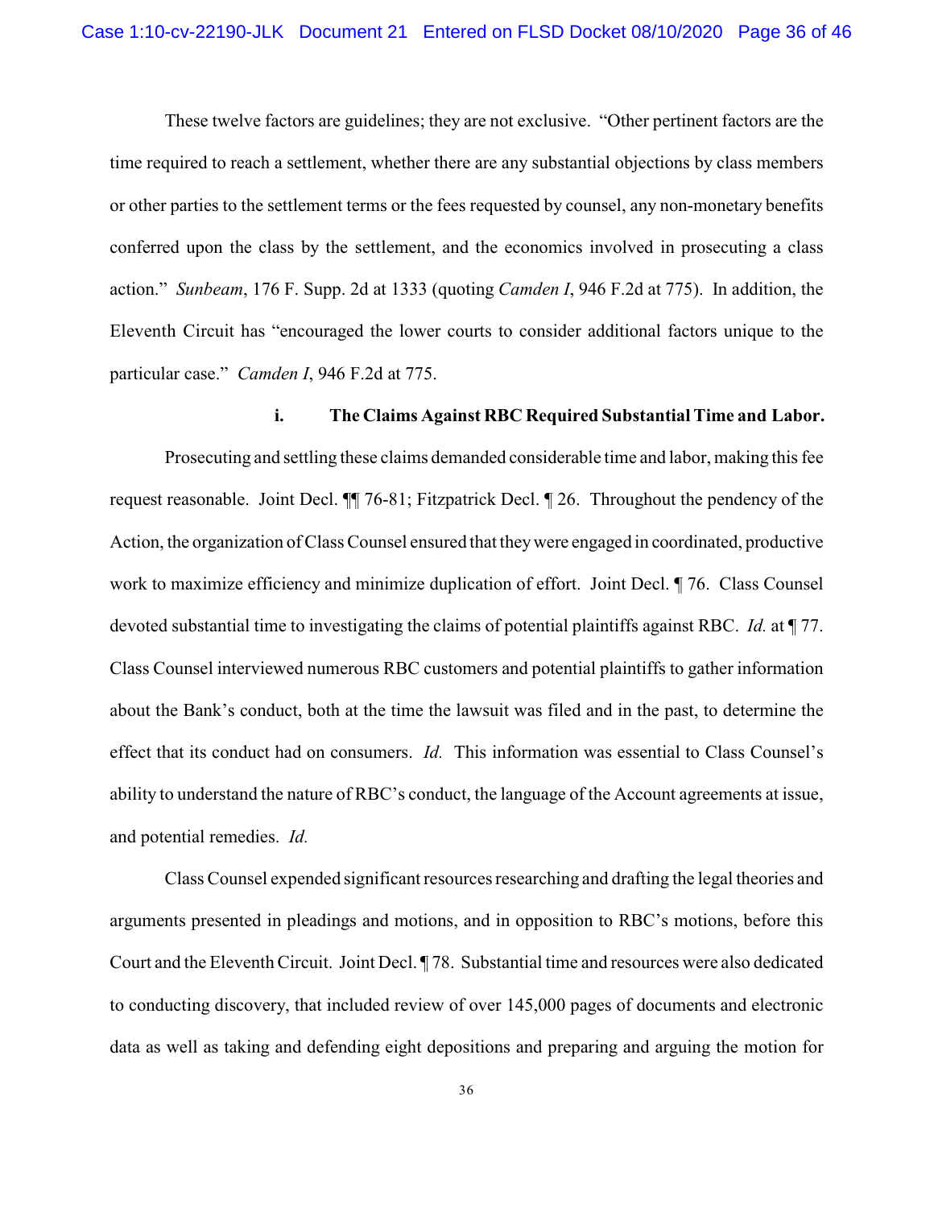These twelve factors are guidelines; they are not exclusive. "Other pertinent factors are the time required to reach a settlement, whether there are any substantial objections by class members or other parties to the settlement terms or the fees requested by counsel, any non-monetary benefits conferred upon the class by the settlement, and the economics involved in prosecuting a class action." *Sunbeam*, 176 F. Supp. 2d at 1333 (quoting *Camden I*, 946 F.2d at 775). In addition, the Eleventh Circuit has "encouraged the lower courts to consider additional factors unique to the particular case." *Camden I*, 946 F.2d at 775.

**i. The Claims Against RBC Required Substantial Time and Labor.**

Prosecuting and settling these claims demanded considerable time and labor, making this fee request reasonable. Joint Decl. ¶¶ 76-81; Fitzpatrick Decl. ¶ 26. Throughout the pendency of the Action, the organization of Class Counsel ensured that they were engaged in coordinated, productive work to maximize efficiency and minimize duplication of effort. Joint Decl. ¶ 76. Class Counsel devoted substantial time to investigating the claims of potential plaintiffs against RBC. *Id.* at ¶ 77. Class Counsel interviewed numerous RBC customers and potential plaintiffs to gather information about the Bank's conduct, both at the time the lawsuit was filed and in the past, to determine the effect that its conduct had on consumers. *Id.* This information was essential to Class Counsel's ability to understand the nature of RBC's conduct, the language of the Account agreements at issue, and potential remedies. *Id.*

Class Counsel expended significant resources researching and drafting the legal theories and arguments presented in pleadings and motions, and in opposition to RBC's motions, before this Court and the Eleventh Circuit. Joint Decl. ¶ 78. Substantial time and resources were also dedicated to conducting discovery, that included review of over 145,000 pages of documents and electronic data as well as taking and defending eight depositions and preparing and arguing the motion for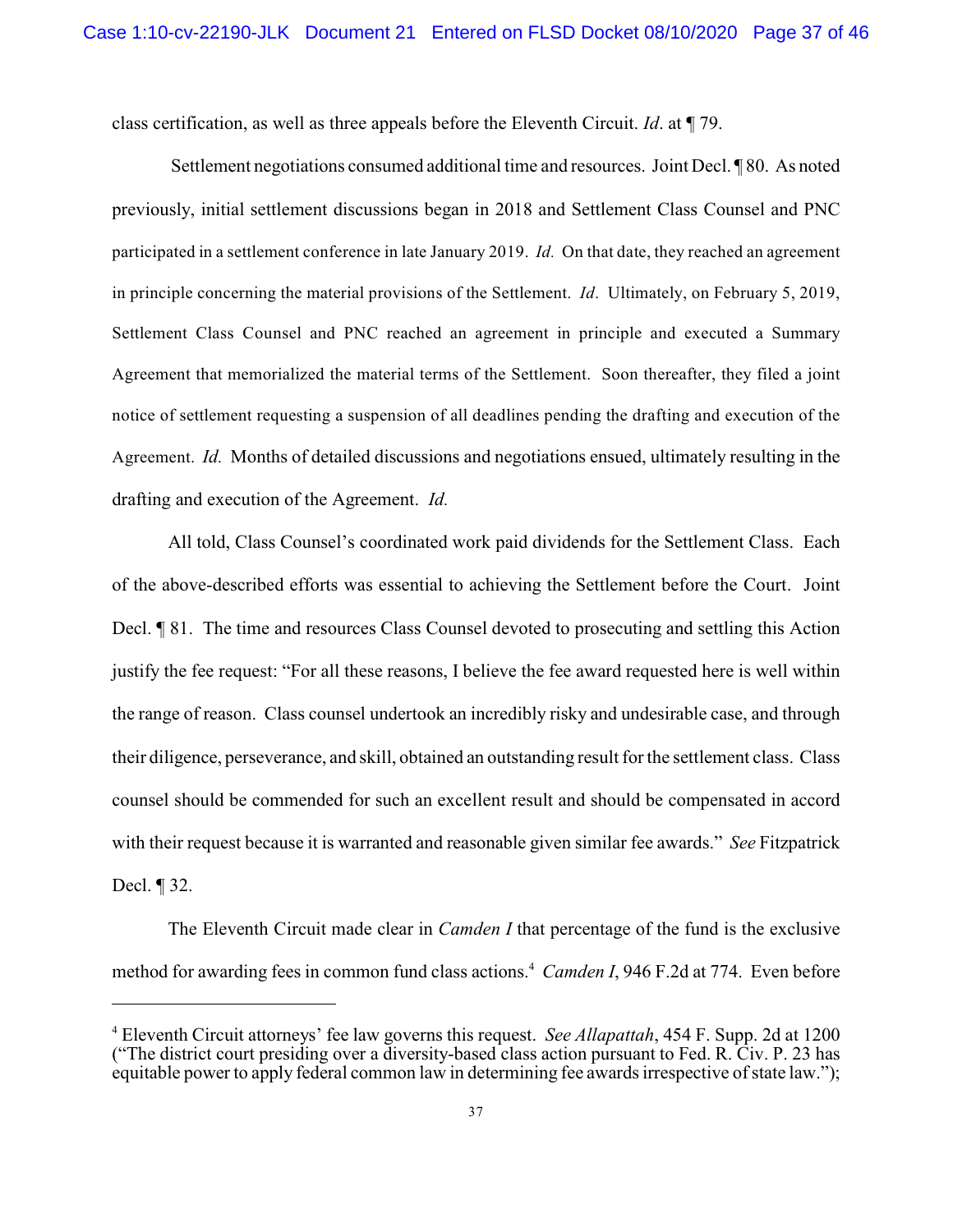class certification, as well as three appeals before the Eleventh Circuit. *Id*. at ¶ 79.

Settlement negotiations consumed additional time and resources. Joint Decl. ¶ 80. As noted previously, initial settlement discussions began in 2018 and Settlement Class Counsel and PNC participated in a settlement conference in late January 2019. *Id.* On that date, they reached an agreement in principle concerning the material provisions of the Settlement. *Id*. Ultimately, on February 5, 2019, Settlement Class Counsel and PNC reached an agreement in principle and executed a Summary Agreement that memorialized the material terms of the Settlement. Soon thereafter, they filed a joint notice of settlement requesting a suspension of all deadlines pending the drafting and execution of the Agreement. *Id.* Months of detailed discussions and negotiations ensued, ultimately resulting in the drafting and execution of the Agreement. *Id.*

All told, Class Counsel's coordinated work paid dividends for the Settlement Class. Each of the above-described efforts was essential to achieving the Settlement before the Court. Joint Decl. ¶ 81. The time and resources Class Counsel devoted to prosecuting and settling this Action justify the fee request: "For all these reasons, I believe the fee award requested here is well within the range of reason. Class counsel undertook an incredibly risky and undesirable case, and through their diligence, perseverance, and skill, obtained an outstanding result for the settlement class. Class counsel should be commended for such an excellent result and should be compensated in accord with their request because it is warranted and reasonable given similar fee awards." *See* Fitzpatrick Decl. ¶ 32.

The Eleventh Circuit made clear in *Camden I* that percentage of the fund is the exclusive method for awarding fees in common fund class actions.[4] *Camden I*, 946 F.2d at 774. Even before

---

[4] Eleventh Circuit attorneys' fee law governs this request. *See Allapattah*, 454 F. Supp. 2d at 1200 ("The district court presiding over a diversity-based class action pursuant to Fed. R. Civ. P. 23 has equitable power to apply federal common law in determining fee awards irrespective of state law.");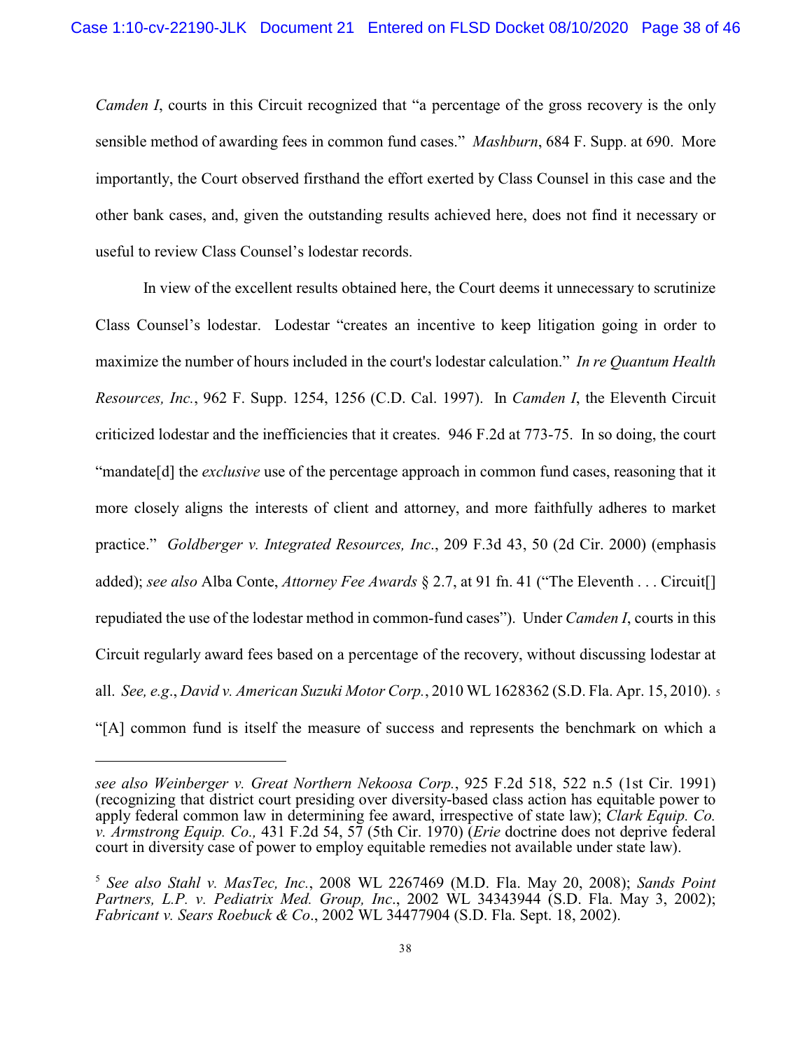*Camden I*, courts in this Circuit recognized that "a percentage of the gross recovery is the only sensible method of awarding fees in common fund cases." *Mashburn*, 684 F. Supp. at 690. More importantly, the Court observed firsthand the effort exerted by Class Counsel in this case and the other bank cases, and, given the outstanding results achieved here, does not find it necessary or useful to review Class Counsel's lodestar records.

In view of the excellent results obtained here, the Court deems it unnecessary to scrutinize Class Counsel's lodestar. Lodestar "creates an incentive to keep litigation going in order to maximize the number of hours included in the court's lodestar calculation." *In re Quantum Health Resources, Inc.*, 962 F. Supp. 1254, 1256 (C.D. Cal. 1997). In *Camden I*, the Eleventh Circuit criticized lodestar and the inefficiencies that it creates. 946 F.2d at 773-75. In so doing, the court "mandate[d] the *exclusive* use of the percentage approach in common fund cases, reasoning that it more closely aligns the interests of client and attorney, and more faithfully adheres to market practice." *Goldberger v. Integrated Resources, Inc.*, 209 F.3d 43, 50 (2d Cir. 2000) (emphasis added); *see also* Alba Conte, *Attorney Fee Awards* § 2.7, at 91 fn. 41 ("The Eleventh . . . Circuit[] repudiated the use of the lodestar method in common-fund cases"). Under *Camden I*, courts in this Circuit regularly award fees based on a percentage of the recovery, without discussing lodestar at all. *See, e.g.*, *David v. American Suzuki Motor Corp.*, 2010 WL 1628362 (S.D. Fla. Apr. 15, 2010).[5] "[A] common fund is itself the measure of success and represents the benchmark on which a

---

*see also Weinberger v. Great Northern Nekoosa Corp.*, 925 F.2d 518, 522 n.5 (1st Cir. 1991) (recognizing that district court presiding over diversity-based class action has equitable power to apply federal common law in determining fee award, irrespective of state law); *Clark Equip. Co. v. Armstrong Equip. Co.,* 431 F.2d 54, 57 (5th Cir. 1970) (*Erie* doctrine does not deprive federal court in diversity case of power to employ equitable remedies not available under state law).

[5] *See also Stahl v. MasTec, Inc.*, 2008 WL 2267469 (M.D. Fla. May 20, 2008); *Sands Point Partners, L.P. v. Pediatrix Med. Group, Inc*., 2002 WL 34343944 (S.D. Fla. May 3, 2002); *Fabricant v. Sears Roebuck & Co*., 2002 WL 34477904 (S.D. Fla. Sept. 18, 2002).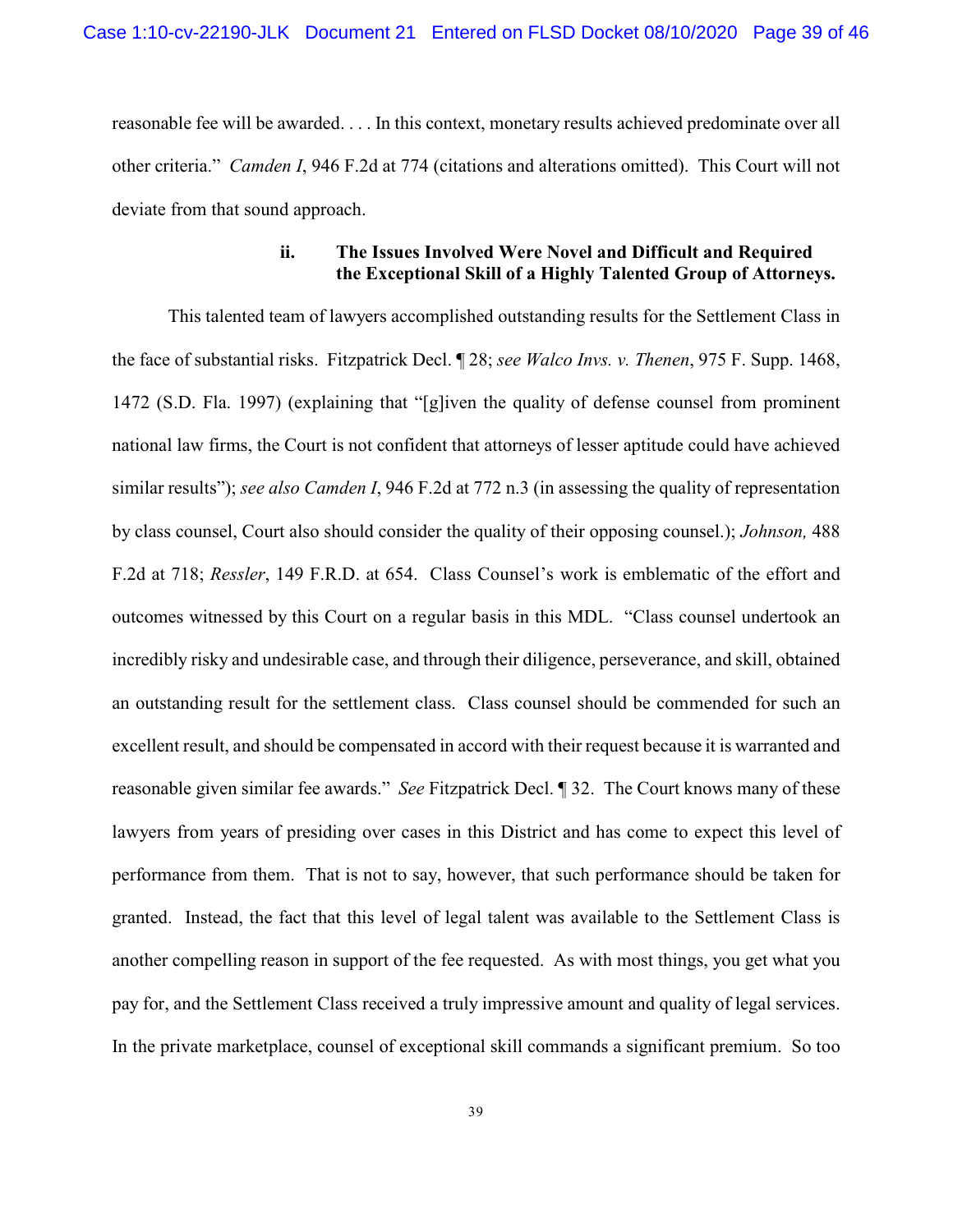reasonable fee will be awarded. . . . In this context, monetary results achieved predominate over all other criteria." *Camden I*, 946 F.2d at 774 (citations and alterations omitted). This Court will not deviate from that sound approach.

### ii. The Issues Involved Were Novel and Difficult and Required the Exceptional Skill of a Highly Talented Group of Attorneys.

This talented team of lawyers accomplished outstanding results for the Settlement Class in the face of substantial risks. Fitzpatrick Decl. ¶ 28; *see Walco Invs. v. Thenen*, 975 F. Supp. 1468, 1472 (S.D. Fla. 1997) (explaining that "[g]iven the quality of defense counsel from prominent national law firms, the Court is not confident that attorneys of lesser aptitude could have achieved similar results"); *see also Camden I*, 946 F.2d at 772 n.3 (in assessing the quality of representation by class counsel, Court also should consider the quality of their opposing counsel.); *Johnson,* 488 F.2d at 718; *Ressler*, 149 F.R.D. at 654. Class Counsel's work is emblematic of the effort and outcomes witnessed by this Court on a regular basis in this MDL. "Class counsel undertook an incredibly risky and undesirable case, and through their diligence, perseverance, and skill, obtained an outstanding result for the settlement class. Class counsel should be commended for such an excellent result, and should be compensated in accord with their request because it is warranted and reasonable given similar fee awards." *See* Fitzpatrick Decl. ¶ 32. The Court knows many of these lawyers from years of presiding over cases in this District and has come to expect this level of performance from them. That is not to say, however, that such performance should be taken for granted. Instead, the fact that this level of legal talent was available to the Settlement Class is another compelling reason in support of the fee requested. As with most things, you get what you pay for, and the Settlement Class received a truly impressive amount and quality of legal services. In the private marketplace, counsel of exceptional skill commands a significant premium. So too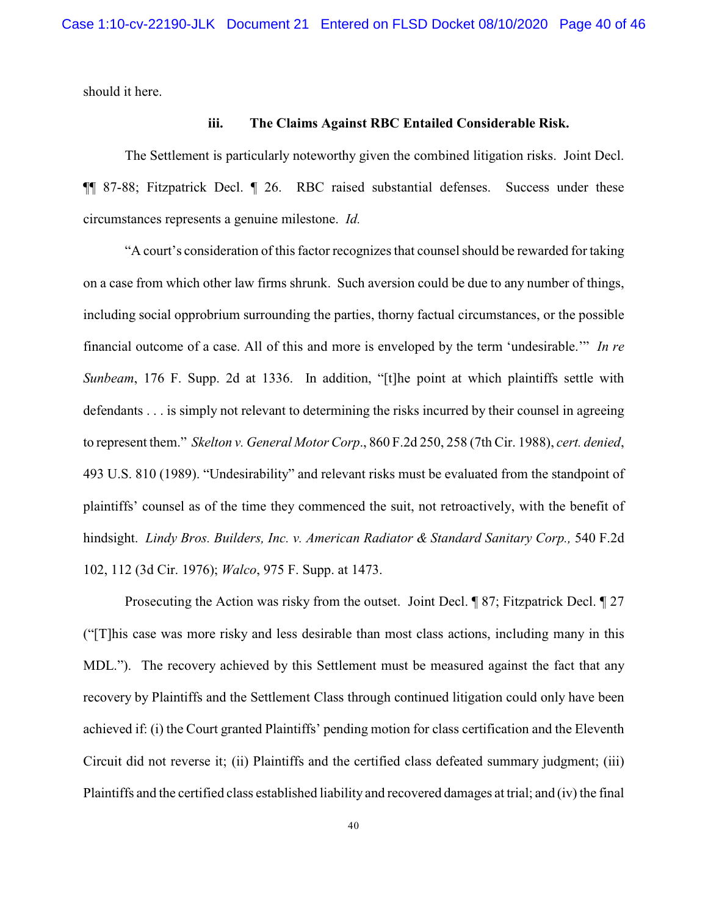should it here.

### iii. The Claims Against RBC Entailed Considerable Risk.

The Settlement is particularly noteworthy given the combined litigation risks. Joint Decl. ¶¶ 87-88; Fitzpatrick Decl. ¶ 26. RBC raised substantial defenses. Success under these circumstances represents a genuine milestone. *Id.*

"A court's consideration of this factor recognizes that counsel should be rewarded for taking on a case from which other law firms shrunk. Such aversion could be due to any number of things, including social opprobrium surrounding the parties, thorny factual circumstances, or the possible financial outcome of a case. All of this and more is enveloped by the term 'undesirable.'" *In re Sunbeam*, 176 F. Supp. 2d at 1336. In addition, "[t]he point at which plaintiffs settle with defendants . . . is simply not relevant to determining the risks incurred by their counsel in agreeing to represent them." *Skelton v. General Motor Corp*., 860 F.2d 250, 258 (7th Cir. 1988), *cert. denied*, 493 U.S. 810 (1989). "Undesirability" and relevant risks must be evaluated from the standpoint of plaintiffs' counsel as of the time they commenced the suit, not retroactively, with the benefit of hindsight. *Lindy Bros. Builders, Inc. v. American Radiator & Standard Sanitary Corp.,* 540 F.2d 102, 112 (3d Cir. 1976); *Walco*, 975 F. Supp. at 1473.

Prosecuting the Action was risky from the outset. Joint Decl. ¶ 87; Fitzpatrick Decl. ¶ 27 ("[T]his case was more risky and less desirable than most class actions, including many in this MDL."). The recovery achieved by this Settlement must be measured against the fact that any recovery by Plaintiffs and the Settlement Class through continued litigation could only have been achieved if: (i) the Court granted Plaintiffs' pending motion for class certification and the Eleventh Circuit did not reverse it; (ii) Plaintiffs and the certified class defeated summary judgment; (iii) Plaintiffs and the certified class established liability and recovered damages at trial; and (iv) the final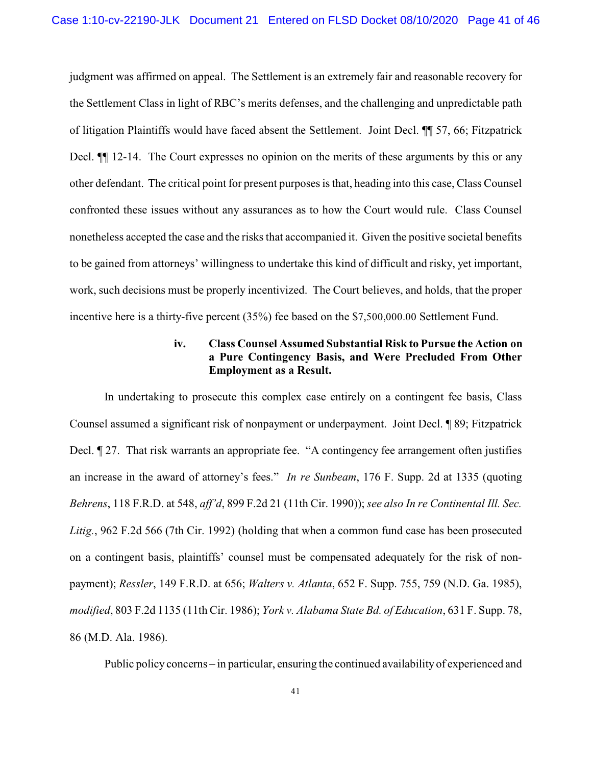judgment was affirmed on appeal. The Settlement is an extremely fair and reasonable recovery for the Settlement Class in light of RBC's merits defenses, and the challenging and unpredictable path of litigation Plaintiffs would have faced absent the Settlement. Joint Decl. ¶¶ 57, 66; Fitzpatrick Decl. ¶¶ 12-14. The Court expresses no opinion on the merits of these arguments by this or any other defendant. The critical point for present purposes is that, heading into this case, Class Counsel confronted these issues without any assurances as to how the Court would rule. Class Counsel nonetheless accepted the case and the risks that accompanied it. Given the positive societal benefits to be gained from attorneys' willingness to undertake this kind of difficult and risky, yet important, work, such decisions must be properly incentivized. The Court believes, and holds, that the proper incentive here is a thirty-five percent (35%) fee based on the $7,500,000.00 Settlement Fund.

#### iv. Class Counsel Assumed Substantial Risk to Pursue the Action on a Pure Contingency Basis, and Were Precluded From Other Employment as a Result.

In undertaking to prosecute this complex case entirely on a contingent fee basis, Class Counsel assumed a significant risk of nonpayment or underpayment. Joint Decl. ¶ 89; Fitzpatrick Decl. ¶ 27. That risk warrants an appropriate fee. "A contingency fee arrangement often justifies an increase in the award of attorney's fees." *In re Sunbeam*, 176 F. Supp. 2d at 1335 (quoting *Behrens*, 118 F.R.D. at 548, *aff'd*, 899 F.2d 21 (11th Cir. 1990)); *see also In re Continental Ill. Sec. Litig.*, 962 F.2d 566 (7th Cir. 1992) (holding that when a common fund case has been prosecuted on a contingent basis, plaintiffs' counsel must be compensated adequately for the risk of non-payment); *Ressler*, 149 F.R.D. at 656; *Walters v. Atlanta*, 652 F. Supp. 755, 759 (N.D. Ga. 1985), *modified*, 803 F.2d 1135 (11th Cir. 1986); *York v. Alabama State Bd. of Education*, 631 F. Supp. 78, 86 (M.D. Ala. 1986).

Public policy concerns – in particular, ensuring the continued availability of experienced and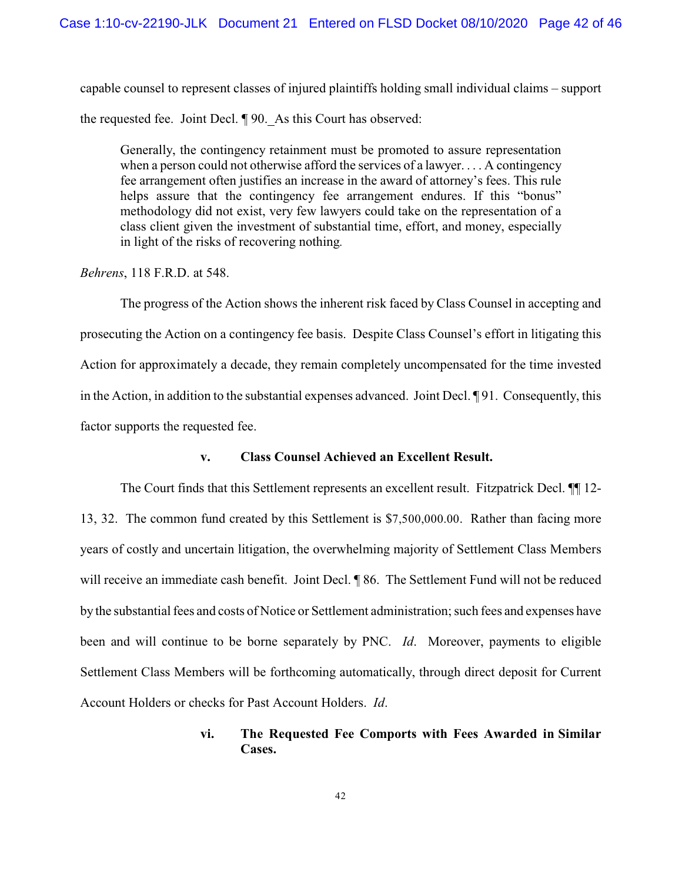capable counsel to represent classes of injured plaintiffs holding small individual claims – support the requested fee. Joint Decl. ¶ 90._As this Court has observed:

> Generally, the contingency retainment must be promoted to assure representation when a person could not otherwise afford the services of a lawyer. . . . A contingency fee arrangement often justifies an increase in the award of attorney's fees. This rule helps assure that the contingency fee arrangement endures. If this "bonus" methodology did not exist, very few lawyers could take on the representation of a class client given the investment of substantial time, effort, and money, especially in light of the risks of recovering nothing.

*Behrens*, 118 F.R.D. at 548.

The progress of the Action shows the inherent risk faced by Class Counsel in accepting and prosecuting the Action on a contingency fee basis. Despite Class Counsel's effort in litigating this Action for approximately a decade, they remain completely uncompensated for the time invested in the Action, in addition to the substantial expenses advanced. Joint Decl. ¶ 91. Consequently, this factor supports the requested fee.

**v. Class Counsel Achieved an Excellent Result.**

The Court finds that this Settlement represents an excellent result. Fitzpatrick Decl. ¶¶ 12-13, 32. The common fund created by this Settlement is $7,500,000.00. Rather than facing more years of costly and uncertain litigation, the overwhelming majority of Settlement Class Members will receive an immediate cash benefit. Joint Decl. ¶ 86. The Settlement Fund will not be reduced by the substantial fees and costs of Notice or Settlement administration; such fees and expenses have been and will continue to be borne separately by PNC. *Id*. Moreover, payments to eligible Settlement Class Members will be forthcoming automatically, through direct deposit for Current Account Holders or checks for Past Account Holders. *Id*.

**vi. The Requested Fee Comports with Fees Awarded in Similar Cases.**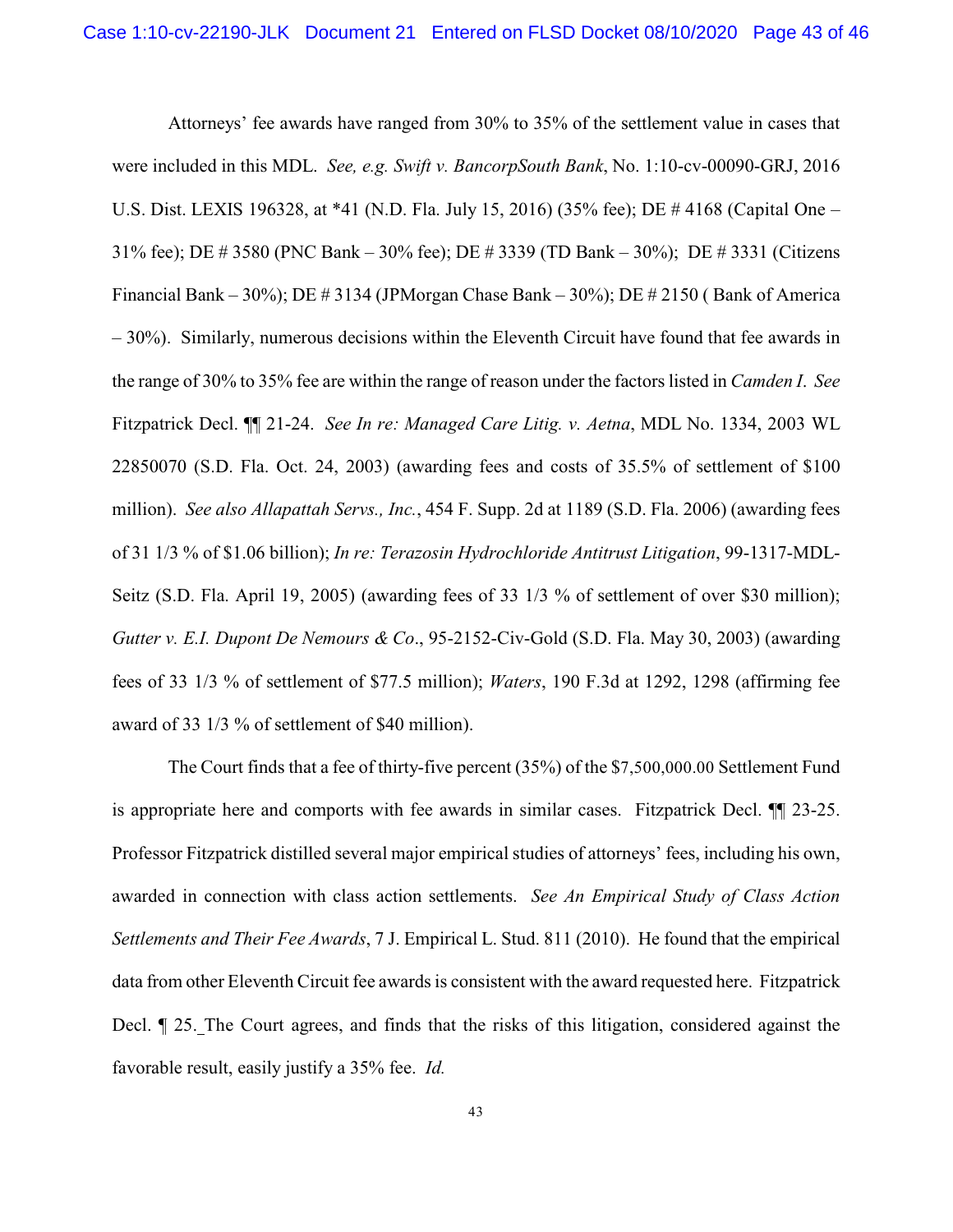Attorneys' fee awards have ranged from 30% to 35% of the settlement value in cases that were included in this MDL. *See, e.g. Swift v. BancorpSouth Bank*, No. 1:10-cv-00090-GRJ, 2016 U.S. Dist. LEXIS 196328, at *41 (N.D. Fla. July 15, 2016) (35% fee); DE # 4168 (Capital One – 31% fee); DE # 3580 (PNC Bank – 30% fee); DE # 3339 (TD Bank – 30%); DE # 3331 (Citizens Financial Bank – 30%); DE # 3134 (JPMorgan Chase Bank – 30%); DE # 2150 ( Bank of America – 30%). Similarly, numerous decisions within the Eleventh Circuit have found that fee awards in the range of 30% to 35% fee are within the range of reason under the factors listed in *Camden I*. *See* Fitzpatrick Decl. ¶¶ 21-24. *See In re: Managed Care Litig. v. Aetna*, MDL No. 1334, 2003 WL 22850070 (S.D. Fla. Oct. 24, 2003) (awarding fees and costs of 35.5% of settlement of $100 million). *See also Allapattah Servs., Inc.*, 454 F. Supp. 2d at 1189 (S.D. Fla. 2006) (awarding fees of 31 1/3 % of $1.06 billion); *In re: Terazosin Hydrochloride Antitrust Litigation*, 99-1317-MDL-Seitz (S.D. Fla. April 19, 2005) (awarding fees of 33 1/3 % of settlement of over $30 million); *Gutter v. E.I. Dupont De Nemours & Co*., 95-2152-Civ-Gold (S.D. Fla. May 30, 2003) (awarding fees of 33 1/3 % of settlement of $77.5 million); *Waters*, 190 F.3d at 1292, 1298 (affirming fee award of 33 1/3 % of settlement of $40 million).

The Court finds that a fee of thirty-five percent (35%) of the $7,500,000.00 Settlement Fund is appropriate here and comports with fee awards in similar cases. Fitzpatrick Decl. ¶¶ 23-25. Professor Fitzpatrick distilled several major empirical studies of attorneys' fees, including his own, awarded in connection with class action settlements. *See An Empirical Study of Class Action Settlements and Their Fee Awards*, 7 J. Empirical L. Stud. 811 (2010). He found that the empirical data from other Eleventh Circuit fee awards is consistent with the award requested here. Fitzpatrick Decl. ¶ 25. The Court agrees, and finds that the risks of this litigation, considered against the favorable result, easily justify a 35% fee. *Id.*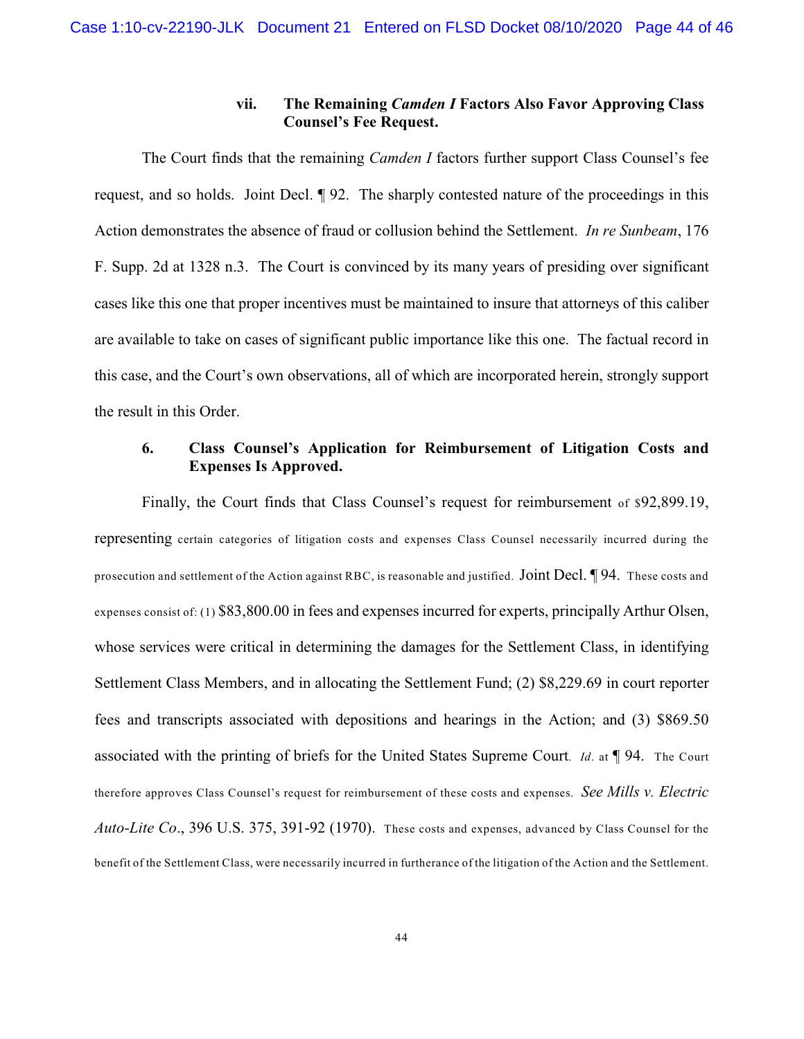#### vii. The Remaining *Camden I* Factors Also Favor Approving Class Counsel's Fee Request.

The Court finds that the remaining *Camden I* factors further support Class Counsel's fee request, and so holds. Joint Decl. ¶ 92. The sharply contested nature of the proceedings in this Action demonstrates the absence of fraud or collusion behind the Settlement. *In re Sunbeam*, 176 F. Supp. 2d at 1328 n.3. The Court is convinced by its many years of presiding over significant cases like this one that proper incentives must be maintained to insure that attorneys of this caliber are available to take on cases of significant public importance like this one. The factual record in this case, and the Court's own observations, all of which are incorporated herein, strongly support the result in this Order.

### 6. Class Counsel's Application for Reimbursement of Litigation Costs and Expenses Is Approved.

Finally, the Court finds that Class Counsel's request for reimbursement of $92,899.19, representing certain categories of litigation costs and expenses Class Counsel necessarily incurred during the prosecution and settlement of the Action against RBC, is reasonable and justified. Joint Decl. ¶ 94. These costs and expenses consist of: (1) $83,800.00 in fees and expenses incurred for experts, principally Arthur Olsen, whose services were critical in determining the damages for the Settlement Class, in identifying Settlement Class Members, and in allocating the Settlement Fund; (2) $8,229.69 in court reporter fees and transcripts associated with depositions and hearings in the Action; and (3) $869.50 associated with the printing of briefs for the United States Supreme Court. *Id*. at ¶ 94. The Court therefore approves Class Counsel's request for reimbursement of these costs and expenses. *See Mills v. Electric Auto-Lite Co*., 396 U.S. 375, 391-92 (1970). These costs and expenses, advanced by Class Counsel for the benefit of the Settlement Class, were necessarily incurred in furtherance of the litigation of the Action and the Settlement.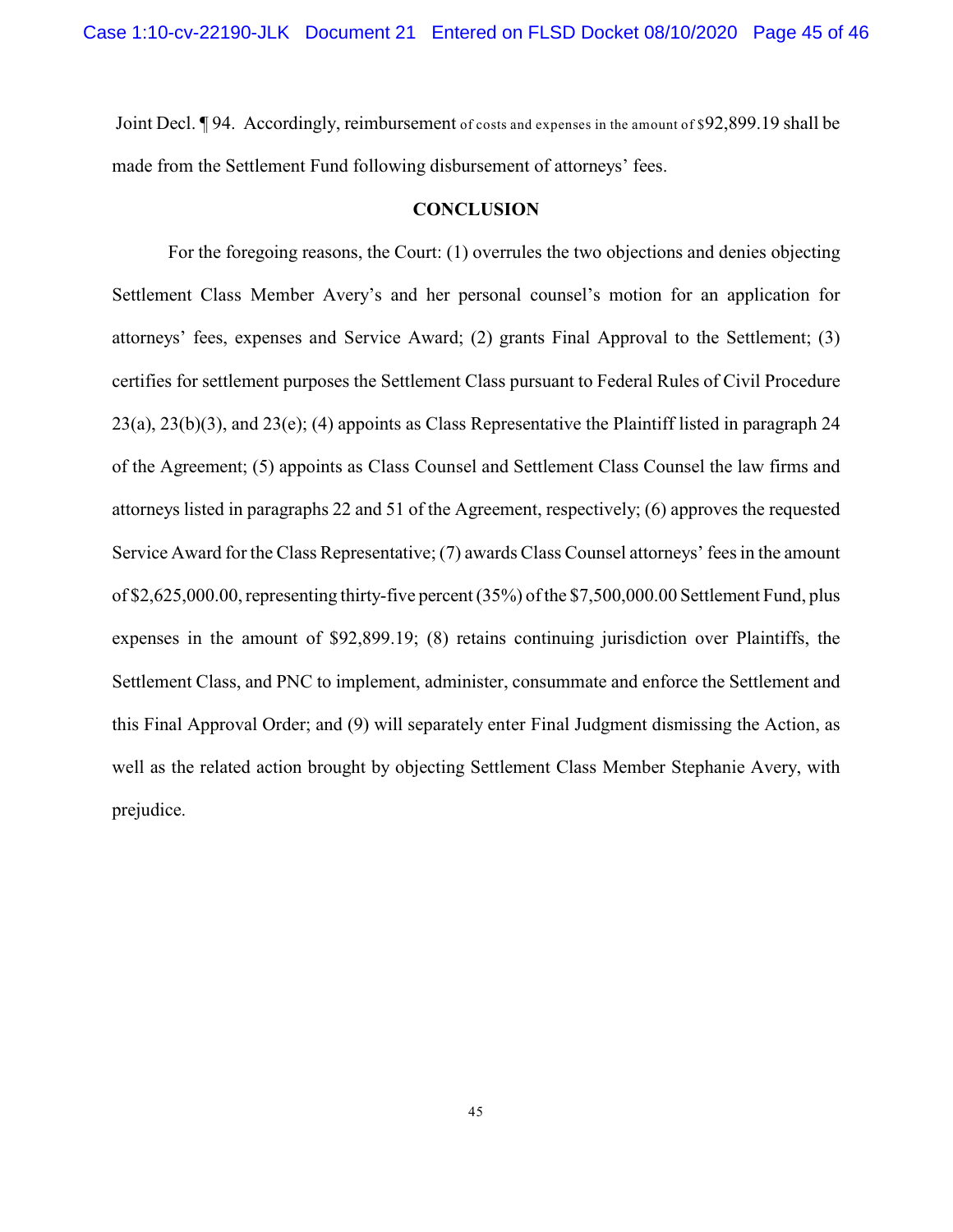Joint Decl. ¶ 94. Accordingly, reimbursement of costs and expenses in the amount of $92,899.19 shall be made from the Settlement Fund following disbursement of attorneys' fees.

**CONCLUSION**

For the foregoing reasons, the Court: (1) overrules the two objections and denies objecting Settlement Class Member Avery's and her personal counsel's motion for an application for attorneys' fees, expenses and Service Award; (2) grants Final Approval to the Settlement; (3) certifies for settlement purposes the Settlement Class pursuant to Federal Rules of Civil Procedure 23(a), 23(b)(3), and 23(e); (4) appoints as Class Representative the Plaintiff listed in paragraph 24 of the Agreement; (5) appoints as Class Counsel and Settlement Class Counsel the law firms and attorneys listed in paragraphs 22 and 51 of the Agreement, respectively; (6) approves the requested Service Award for the Class Representative; (7) awards Class Counsel attorneys' fees in the amount of $2,625,000.00, representing thirty-five percent (35%) of the $7,500,000.00 Settlement Fund, plus expenses in the amount of $92,899.19; (8) retains continuing jurisdiction over Plaintiffs, the Settlement Class, and PNC to implement, administer, consummate and enforce the Settlement and this Final Approval Order; and (9) will separately enter Final Judgment dismissing the Action, as well as the related action brought by objecting Settlement Class Member Stephanie Avery, with prejudice.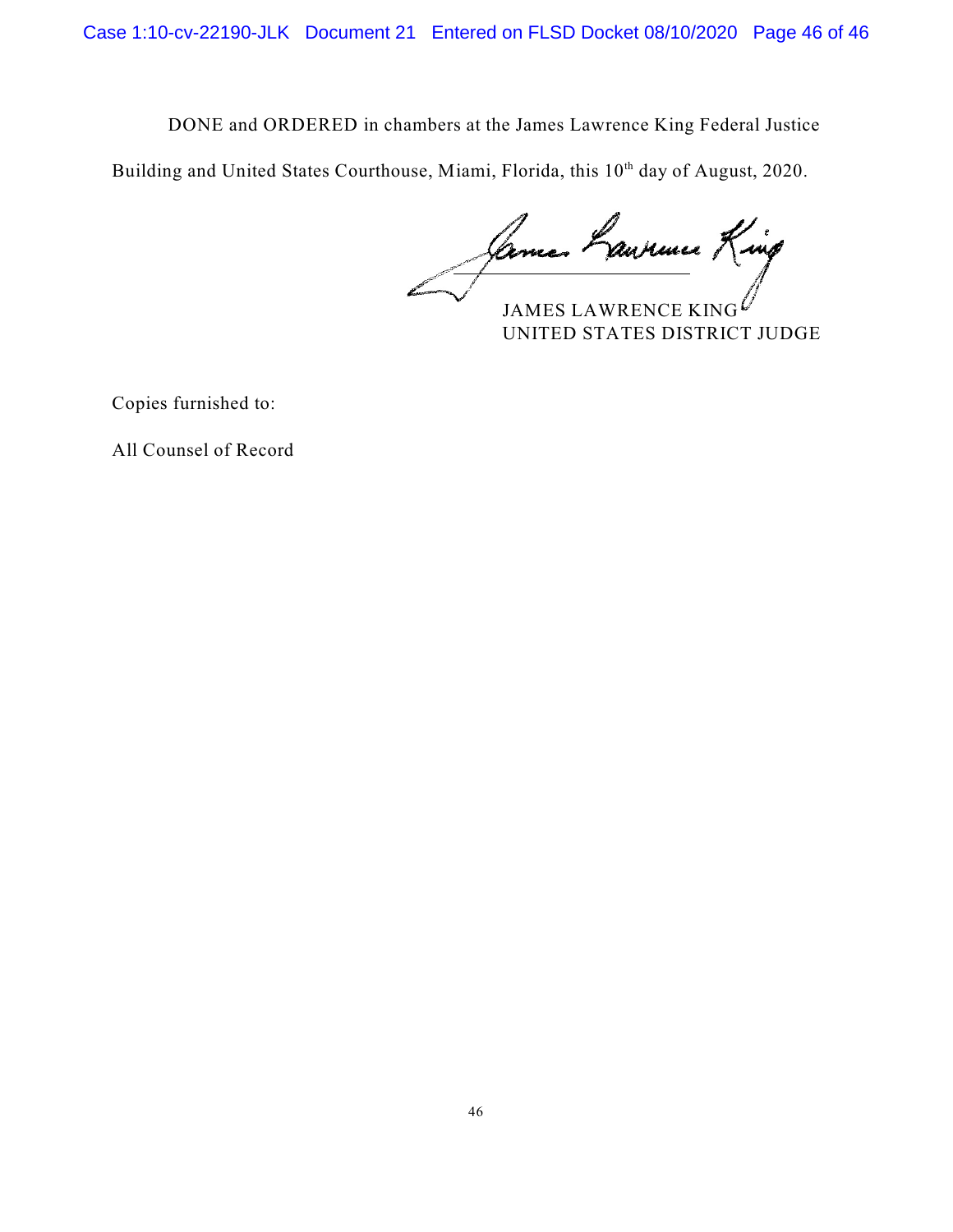DONE and ORDERED in chambers at the James Lawrence King Federal Justice Building and United States Courthouse, Miami, Florida, this 10th day of August, 2020.

JAMES LAWRENCE KING
UNITED STATES DISTRICT JUDGE

Copies furnished to:

All Counsel of Record